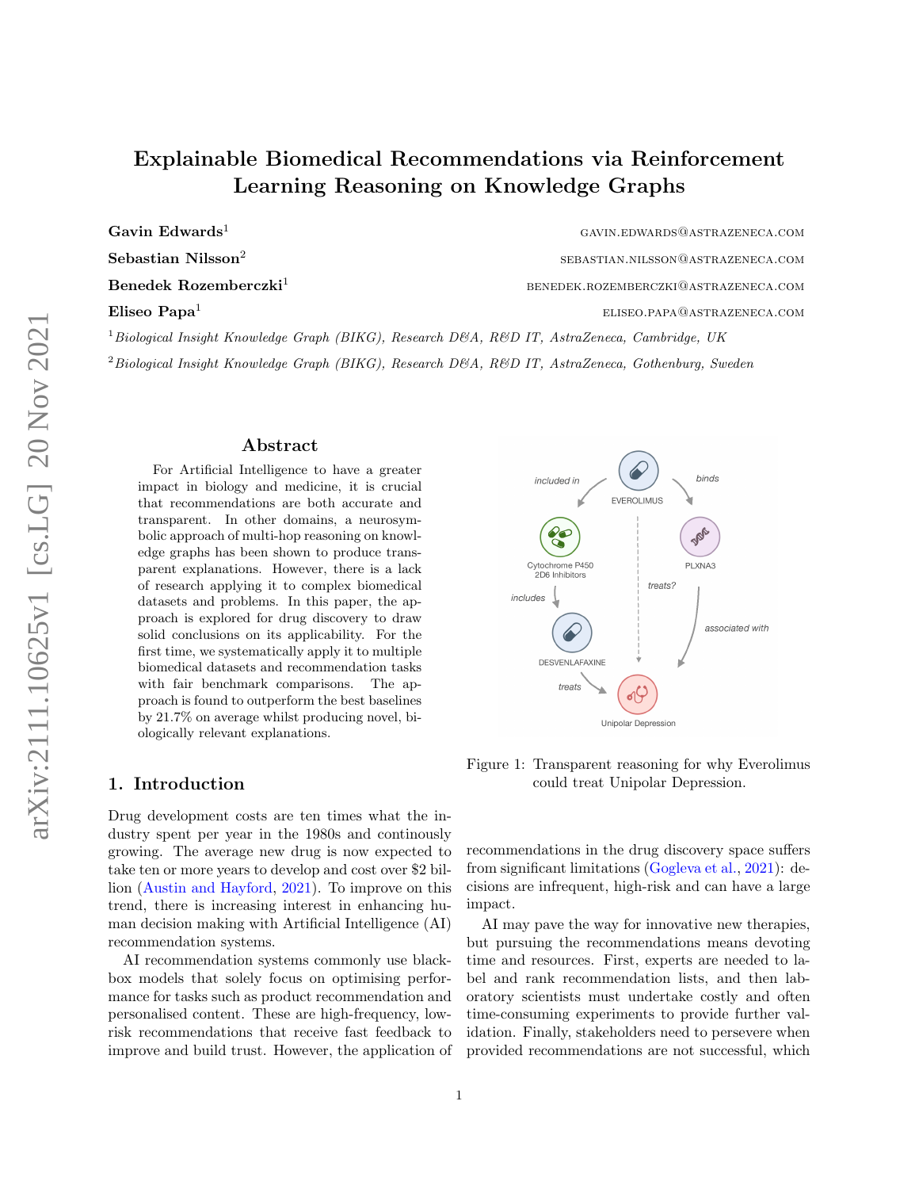# Explainable Biomedical Recommendations via Reinforcement Learning Reasoning on Knowledge Graphs

**Gavin Edwards**[1] GAVIN.EDWARDS@ASTRAZENECA.COM

**Sebastian Nilsson**[2] SEBASTIAN.NILSSON@ASTRAZENECA.COM

**Benedek Rozemberczki**[1] BENEDEK.ROZEMBERCZKI@ASTRAZENECA.COM

**Eliseo Papa**[1] ELISEO.PAPA@ASTRAZENECA.COM

[1] *Biological Insight Knowledge Graph (BIKG), Research D&A, R&D IT, AstraZeneca, Cambridge, UK*

[2] *Biological Insight Knowledge Graph (BIKG), Research D&A, R&D IT, AstraZeneca, Gothenburg, Sweden*

## Abstract

For Artificial Intelligence to have a greater impact in biology and medicine, it is crucial that recommendations are both accurate and transparent. In other domains, a neurosymbolic approach of multi-hop reasoning on knowledge graphs has been shown to produce transparent explanations. However, there is a lack of research applying it to complex biomedical datasets and problems. In this paper, the approach is explored for drug discovery to draw solid conclusions on its applicability. For the first time, we systematically apply it to multiple biomedical datasets and recommendation tasks with fair benchmark comparisons. The approach is found to outperform the best baselines by 21.7% on average whilst producing novel, biologically relevant explanations.

Figure 1: Transparent reasoning for why Everolimus could treat Unipolar Depression.

## 1. Introduction

Drug development costs are ten times what the industry spent per year in the 1980s and continously growing. The average new drug is now expected to take ten or more years to develop and cost over $2 billion (Austin and Hayford, 2021). To improve on this trend, there is increasing interest in enhancing human decision making with Artificial Intelligence (AI) recommendation systems.

AI recommendation systems commonly use black-box models that solely focus on optimising performance for tasks such as product recommendation and personalised content. These are high-frequency, low-risk recommendations that receive fast feedback to improve and build trust. However, the application of recommendations in the drug discovery space suffers from significant limitations (Gogleva et al., 2021): decisions are infrequent, high-risk and can have a large impact.

AI may pave the way for innovative new therapies, but pursuing the recommendations means devoting time and resources. First, experts are needed to label and rank recommendation lists, and then laboratory scientists must undertake costly and often time-consuming experiments to provide further validation. Finally, stakeholders need to persevere when provided recommendations are not successful, which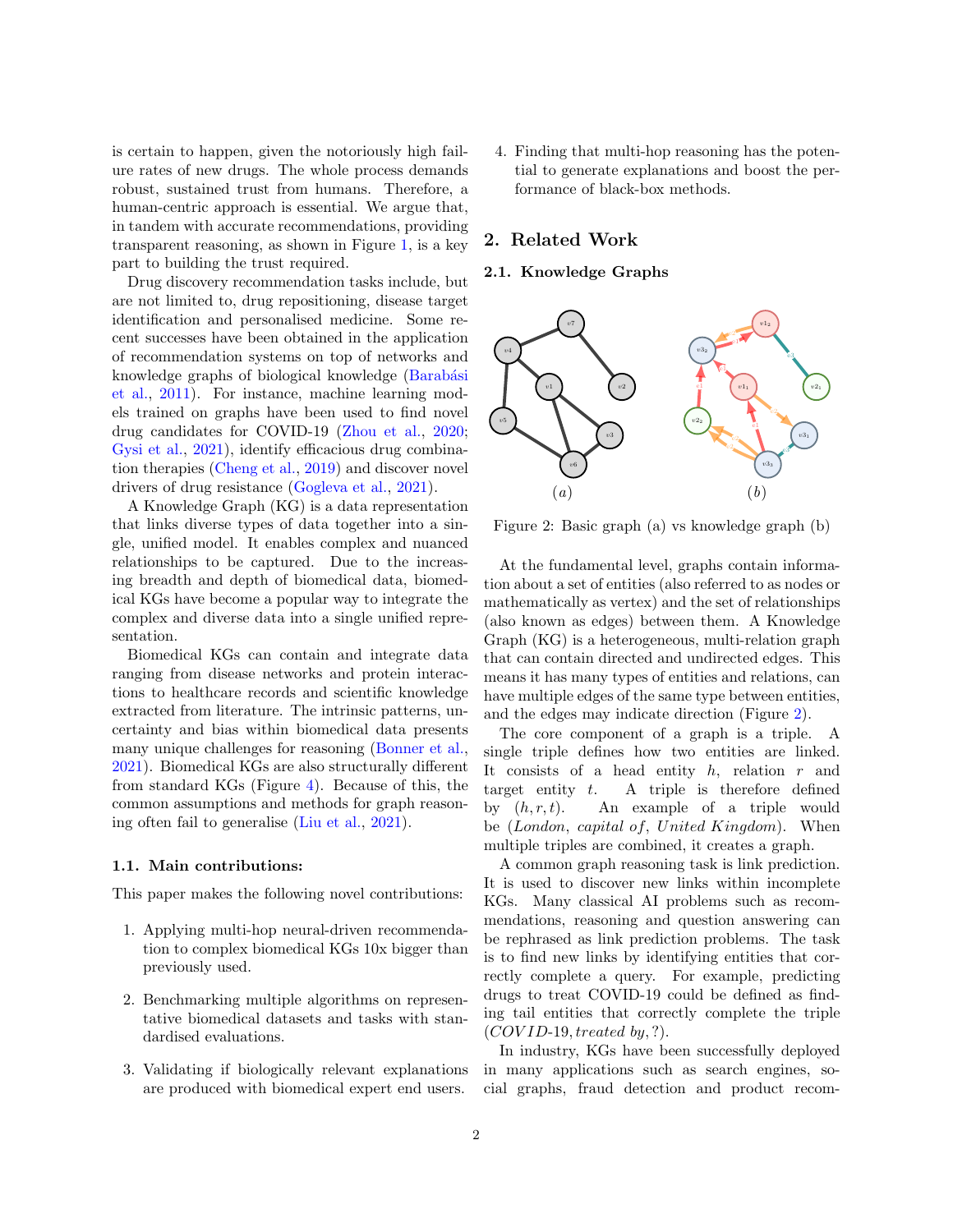is certain to happen, given the notoriously high failure rates of new drugs. The whole process demands robust, sustained trust from humans. Therefore, a human-centric approach is essential. We argue that, in tandem with accurate recommendations, providing transparent reasoning, as shown in Figure 1, is a key part to building the trust required.

Drug discovery recommendation tasks include, but are not limited to, drug repositioning, disease target identification and personalised medicine. Some recent successes have been obtained in the application of recommendation systems on top of networks and knowledge graphs of biological knowledge (Barabási et al., 2011). For instance, machine learning models trained on graphs have been used to find novel drug candidates for COVID-19 (Zhou et al., 2020; Gysi et al., 2021), identify efficacious drug combination therapies (Cheng et al., 2019) and discover novel drivers of drug resistance (Gogleva et al., 2021).

A Knowledge Graph (KG) is a data representation that links diverse types of data together into a single, unified model. It enables complex and nuanced relationships to be captured. Due to the increasing breadth and depth of biomedical data, biomedical KGs have become a popular way to integrate the complex and diverse data into a single unified representation.

Biomedical KGs can contain and integrate data ranging from disease networks and protein interactions to healthcare records and scientific knowledge extracted from literature. The intrinsic patterns, uncertainty and bias within biomedical data presents many unique challenges for reasoning (Bonner et al., 2021). Biomedical KGs are also structurally different from standard KGs (Figure 4). Because of this, the common assumptions and methods for graph reasoning often fail to generalise (Liu et al., 2021).

### 1.1. Main contributions:

This paper makes the following novel contributions:

1. Applying multi-hop neural-driven recommendation to complex biomedical KGs 10x bigger than previously used.
2. Benchmarking multiple algorithms on representative biomedical datasets and tasks with standardised evaluations.
3. Validating if biologically relevant explanations are produced with biomedical expert end users.
4. Finding that multi-hop reasoning has the potential to generate explanations and boost the performance of black-box methods.

## 2. Related Work

### 2.1. Knowledge Graphs

Figure 2: Basic graph (a) vs knowledge graph (b)

At the fundamental level, graphs contain information about a set of entities (also referred to as nodes or mathematically as vertex) and the set of relationships (also known as edges) between them. A Knowledge Graph (KG) is a heterogeneous, multi-relation graph that can contain directed and undirected edges. This means it has many types of entities and relations, can have multiple edges of the same type between entities, and the edges may indicate direction (Figure 2).

The core component of a graph is a triple. A single triple defines how two entities are linked. It consists of a head entity $h$, relation $r$ and target entity $t$. A triple is therefore defined by $(h, r, t)$. An example of a triple would be $(London, capital\ of, United\ Kingdom)$. When multiple triples are combined, it creates a graph.

A common graph reasoning task is link prediction. It is used to discover new links within incomplete KGs. Many classical AI problems such as recommendations, reasoning and question answering can be rephrased as link prediction problems. The task is to find new links by identifying entities that correctly complete a query. For example, predicting drugs to treat COVID-19 could be defined as finding tail entities that correctly complete the triple $(COVID\text{-}19, treated\ by, ?)$.

In industry, KGs have been successfully deployed in many applications such as search engines, social graphs, fraud detection and product recom-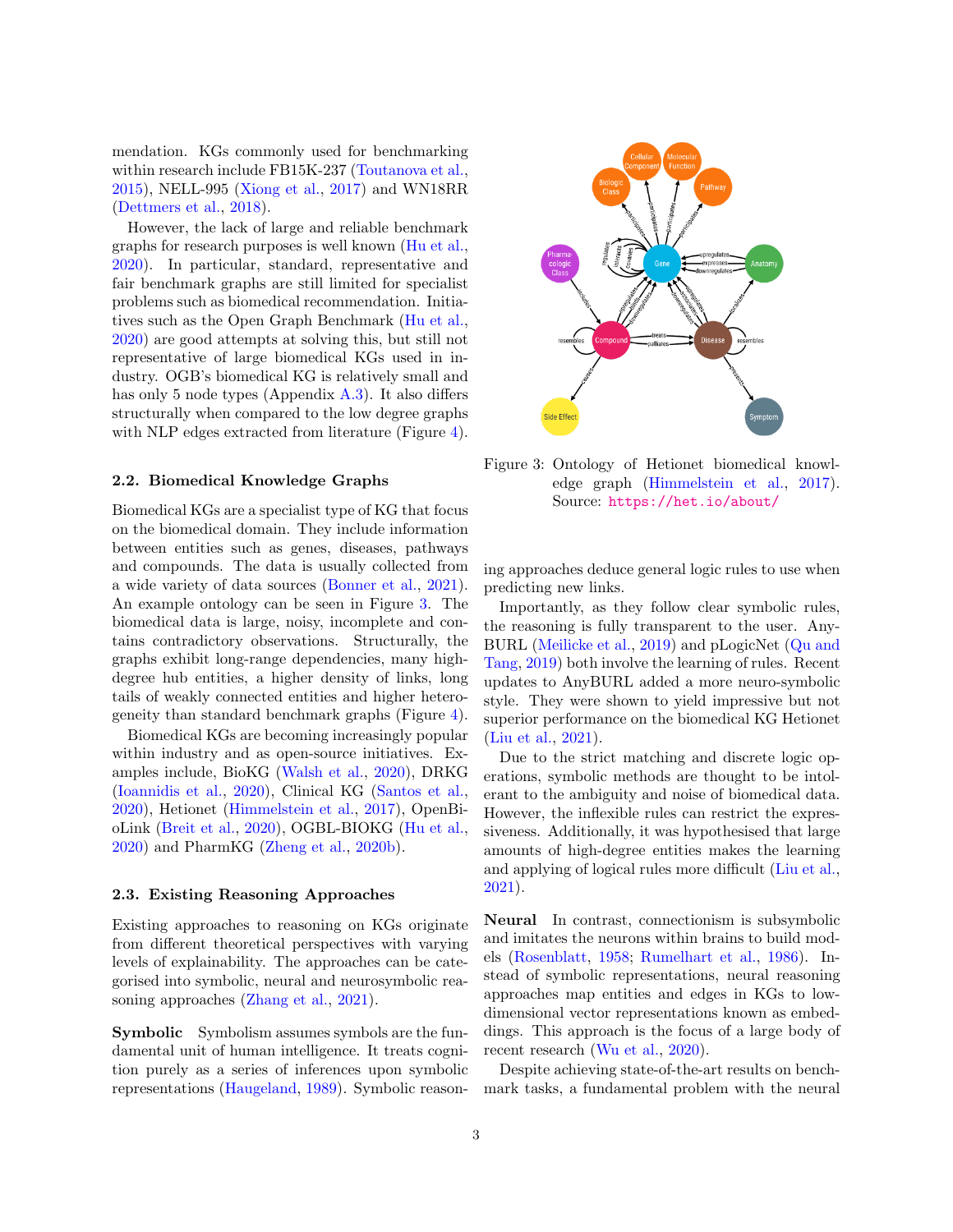mendation. KGs commonly used for benchmarking within research include FB15K-237 (Toutanova et al., 2015), NELL-995 (Xiong et al., 2017) and WN18RR (Dettmers et al., 2018).

However, the lack of large and reliable benchmark graphs for research purposes is well known (Hu et al., 2020). In particular, standard, representative and fair benchmark graphs are still limited for specialist problems such as biomedical recommendation. Initiatives such as the Open Graph Benchmark (Hu et al., 2020) are good attempts at solving this, but still not representative of large biomedical KGs used in industry. OGB's biomedical KG is relatively small and has only 5 node types (Appendix A.3). It also differs structurally when compared to the low degree graphs with NLP edges extracted from literature (Figure 4).

## 2.2. Biomedical Knowledge Graphs

Biomedical KGs are a specialist type of KG that focus on the biomedical domain. They include information between entities such as genes, diseases, pathways and compounds. The data is usually collected from a wide variety of data sources (Bonner et al., 2021). An example ontology can be seen in Figure 3. The biomedical data is large, noisy, incomplete and contains contradictory observations. Structurally, the graphs exhibit long-range dependencies, many high-degree hub entities, a higher density of links, long tails of weakly connected entities and higher heterogeneity than standard benchmark graphs (Figure 4).

Biomedical KGs are becoming increasingly popular within industry and as open-source initiatives. Examples include, BioKG (Walsh et al., 2020), DRKG (Ioannidis et al., 2020), Clinical KG (Santos et al., 2020), Hetionet (Himmelstein et al., 2017), OpenBioLink (Breit et al., 2020), OGBL-BIOKG (Hu et al., 2020) and PharmKG (Zheng et al., 2020b).

Figure 3: Ontology of Hetionet biomedical knowledge graph (Himmelstein et al., 2017). Source: https://het.io/about/

## 2.3. Existing Reasoning Approaches

Existing approaches to reasoning on KGs originate from different theoretical perspectives with varying levels of explainability. The approaches can be categorised into symbolic, neural and neurosymbolic reasoning approaches (Zhang et al., 2021).

**Symbolic** Symbolism assumes symbols are the fundamental unit of human intelligence. It treats cognition purely as a series of inferences upon symbolic representations (Haugeland, 1989). Symbolic reasoning approaches deduce general logic rules to use when predicting new links.

Importantly, as they follow clear symbolic rules, the reasoning is fully transparent to the user. AnyBURL (Meilicke et al., 2019) and pLogicNet (Qu and Tang, 2019) both involve the learning of rules. Recent updates to AnyBURL added a more neuro-symbolic style. They were shown to yield impressive but not superior performance on the biomedical KG Hetionet (Liu et al., 2021).

Due to the strict matching and discrete logic operations, symbolic methods are thought to be intolerant to the ambiguity and noise of biomedical data. However, the inflexible rules can restrict the expressiveness. Additionally, it was hypothesised that large amounts of high-degree entities makes the learning and applying of logical rules more difficult (Liu et al., 2021).

**Neural** In contrast, connectionism is subsymbolic and imitates the neurons within brains to build models (Rosenblatt, 1958; Rumelhart et al., 1986). Instead of symbolic representations, neural reasoning approaches map entities and edges in KGs to low-dimensional vector representations known as embeddings. This approach is the focus of a large body of recent research (Wu et al., 2020).

Despite achieving state-of-the-art results on benchmark tasks, a fundamental problem with the neural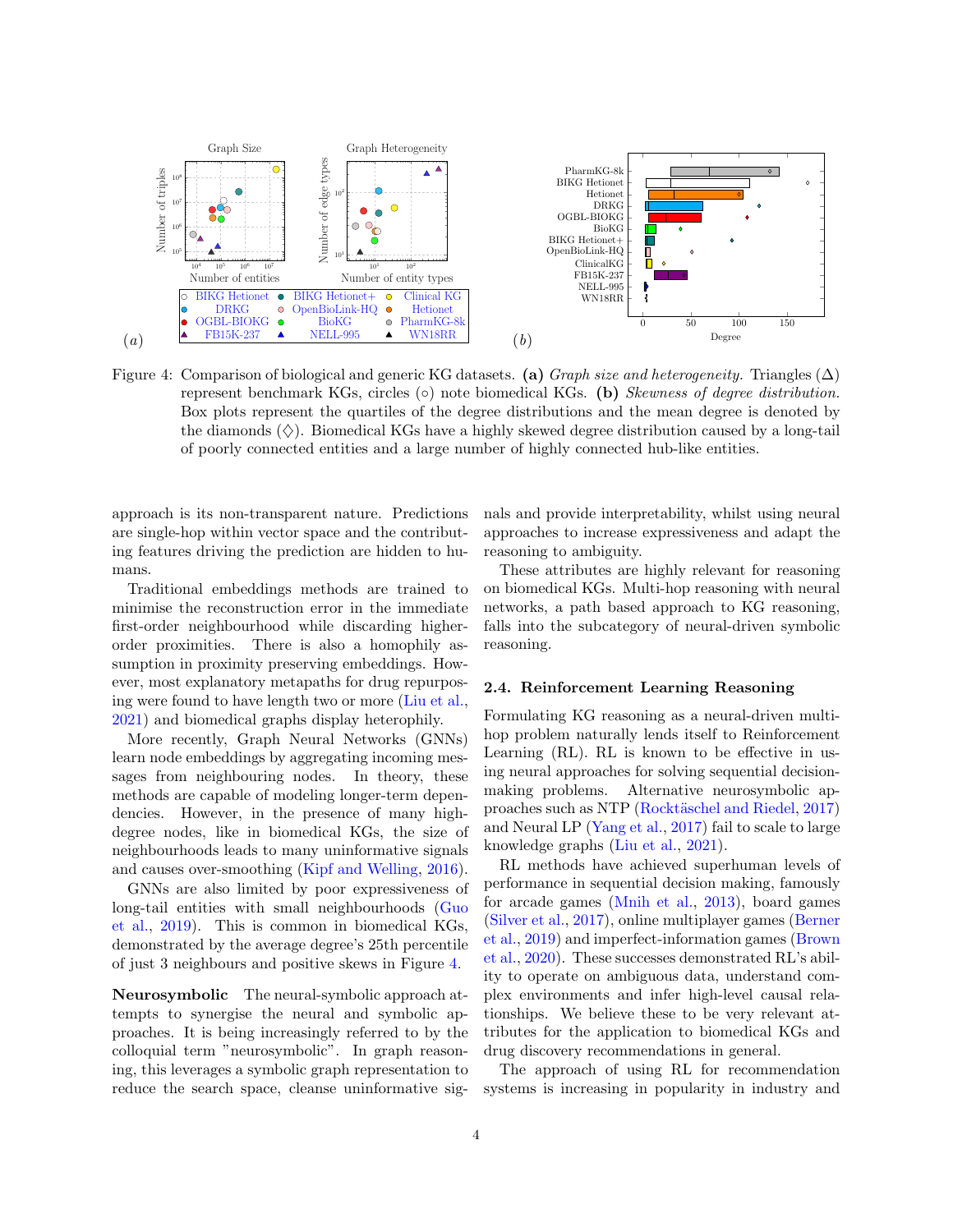Figure 4: Comparison of biological and generic KG datasets. **(a)** *Graph size and heterogeneity.* Triangles (Δ) represent benchmark KGs, circles (○) note biomedical KGs. **(b)** *Skewness of degree distribution.* Box plots represent the quartiles of the degree distributions and the mean degree is denoted by the diamonds (◇). Biomedical KGs have a highly skewed degree distribution caused by a long-tail of poorly connected entities and a large number of highly connected hub-like entities.

approach is its non-transparent nature. Predictions are single-hop within vector space and the contributing features driving the prediction are hidden to humans.

Traditional embeddings methods are trained to minimise the reconstruction error in the immediate first-order neighbourhood while discarding higher-order proximities. There is also a homophily assumption in proximity preserving embeddings. However, most explanatory metapaths for drug repurposing were found to have length two or more (Liu et al., 2021) and biomedical graphs display heterophily.

More recently, Graph Neural Networks (GNNs) learn node embeddings by aggregating incoming messages from neighbouring nodes. In theory, these methods are capable of modeling longer-term dependencies. However, in the presence of many high-degree nodes, like in biomedical KGs, the size of neighbourhoods leads to many uninformative signals and causes over-smoothing (Kipf and Welling, 2016).

GNNs are also limited by poor expressiveness of long-tail entities with small neighbourhoods (Guo et al., 2019). This is common in biomedical KGs, demonstrated by the average degree's 25th percentile of just 3 neighbours and positive skews in Figure 4.

**Neurosymbolic** The neural-symbolic approach attempts to synergise the neural and symbolic approaches. It is being increasingly referred to by the colloquial term "neurosymbolic". In graph reasoning, this leverages a symbolic graph representation to reduce the search space, cleanse uninformative signals and provide interpretability, whilst using neural approaches to increase expressiveness and adapt the reasoning to ambiguity.

These attributes are highly relevant for reasoning on biomedical KGs. Multi-hop reasoning with neural networks, a path based approach to KG reasoning, falls into the subcategory of neural-driven symbolic reasoning.

### 2.4. Reinforcement Learning Reasoning

Formulating KG reasoning as a neural-driven multi-hop problem naturally lends itself to Reinforcement Learning (RL). RL is known to be effective in using neural approaches for solving sequential decision-making problems. Alternative neurosymbolic approaches such as NTP (Rocktäschel and Riedel, 2017) and Neural LP (Yang et al., 2017) fail to scale to large knowledge graphs (Liu et al., 2021).

RL methods have achieved superhuman levels of performance in sequential decision making, famously for arcade games (Mnih et al., 2013), board games (Silver et al., 2017), online multiplayer games (Berner et al., 2019) and imperfect-information games (Brown et al., 2020). These successes demonstrated RL's ability to operate on ambiguous data, understand complex environments and infer high-level causal relationships. We believe these to be very relevant attributes for the application to biomedical KGs and drug discovery recommendations in general.

The approach of using RL for recommendation systems is increasing in popularity in industry and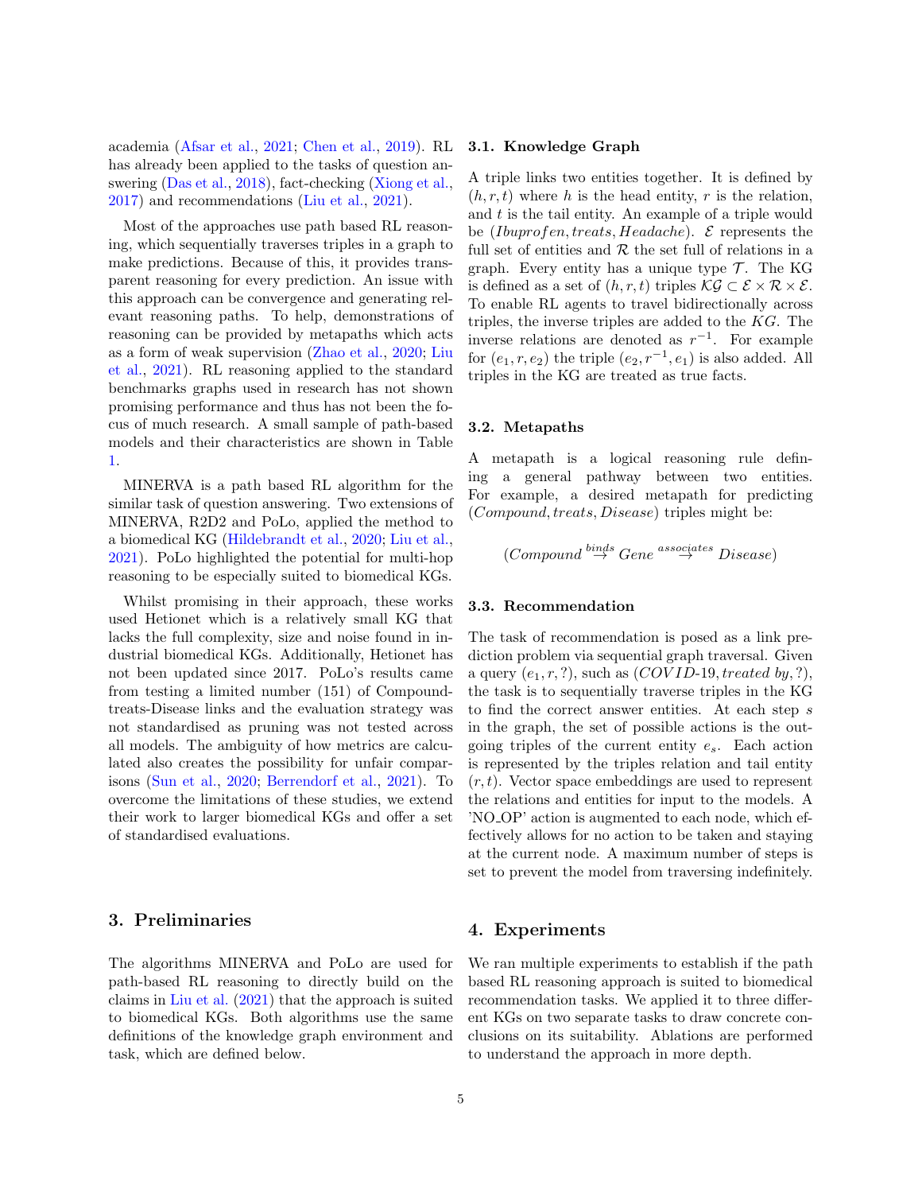academia (Afsar et al., 2021; Chen et al., 2019). RL has already been applied to the tasks of question answering (Das et al., 2018), fact-checking (Xiong et al., 2017) and recommendations (Liu et al., 2021).

Most of the approaches use path based RL reasoning, which sequentially traverses triples in a graph to make predictions. Because of this, it provides transparent reasoning for every prediction. An issue with this approach can be convergence and generating relevant reasoning paths. To help, demonstrations of reasoning can be provided by metapaths which acts as a form of weak supervision (Zhao et al., 2020; Liu et al., 2021). RL reasoning applied to the standard benchmarks graphs used in research has not shown promising performance and thus has not been the focus of much research. A small sample of path-based models and their characteristics are shown in Table 1.

MINERVA is a path based RL algorithm for the similar task of question answering. Two extensions of MINERVA, R2D2 and PoLo, applied the method to a biomedical KG (Hildebrandt et al., 2020; Liu et al., 2021). PoLo highlighted the potential for multi-hop reasoning to be especially suited to biomedical KGs.

Whilst promising in their approach, these works used Hetionet which is a relatively small KG that lacks the full complexity, size and noise found in industrial biomedical KGs. Additionally, Hetionet has not been updated since 2017. PoLo's results came from testing a limited number (151) of Compound-treats-Disease links and the evaluation strategy was not standardised as pruning was not tested across all models. The ambiguity of how metrics are calculated also creates the possibility for unfair comparisons (Sun et al., 2020; Berrendorf et al., 2021). To overcome the limitations of these studies, we extend their work to larger biomedical KGs and offer a set of standardised evaluations.

## 3. Preliminaries

The algorithms MINERVA and PoLo are used for path-based RL reasoning to directly build on the claims in Liu et al. (2021) that the approach is suited to biomedical KGs. Both algorithms use the same definitions of the knowledge graph environment and task, which are defined below.

### 3.1. Knowledge Graph

A triple links two entities together. It is defined by $(h, r, t)$ where $h$ is the head entity, $r$ is the relation, and $t$ is the tail entity. An example of a triple would be $(Ibuprofen, treats, Headache)$. $\mathcal{E}$ represents the full set of entities and $\mathcal{R}$ the set full of relations in a graph. Every entity has a unique type $\mathcal{T}$. The KG is defined as a set of $(h, r, t)$ triples $\mathcal{KG} \subset \mathcal{E} \times \mathcal{R} \times \mathcal{E}$. To enable RL agents to travel bidirectionally across triples, the inverse triples are added to the $KG$. The inverse relations are denoted as $r^{-1}$. For example for $(e_1, r, e_2)$ the triple $(e_2, r^{-1}, e_1)$ is also added. All triples in the KG are treated as true facts.

### 3.2. Metapaths

A metapath is a logical reasoning rule defining a general pathway between two entities. For example, a desired metapath for predicting $(Compound, treats, Disease)$ triples might be:

$$(Compound \overset{binds}{\rightarrow} Gene \overset{associates}{\rightarrow} Disease)$$

### 3.3. Recommendation

The task of recommendation is posed as a link prediction problem via sequential graph traversal. Given a query $(e_1, r, ?)$, such as $(COVID\text{-}19, \textit{treated by}, ?)$, the task is to sequentially traverse triples in the KG to find the correct answer entities. At each step $s$ in the graph, the set of possible actions is the outgoing triples of the current entity $e_s$. Each action is represented by the triples relation and tail entity $(r, t)$. Vector space embeddings are used to represent the relations and entities for input to the models. A 'NO_OP' action is augmented to each node, which effectively allows for no action to be taken and staying at the current node. A maximum number of steps is set to prevent the model from traversing indefinitely.

## 4. Experiments

We ran multiple experiments to establish if the path based RL reasoning approach is suited to biomedical recommendation tasks. We applied it to three different KGs on two separate tasks to draw concrete conclusions on its suitability. Ablations are performed to understand the approach in more depth.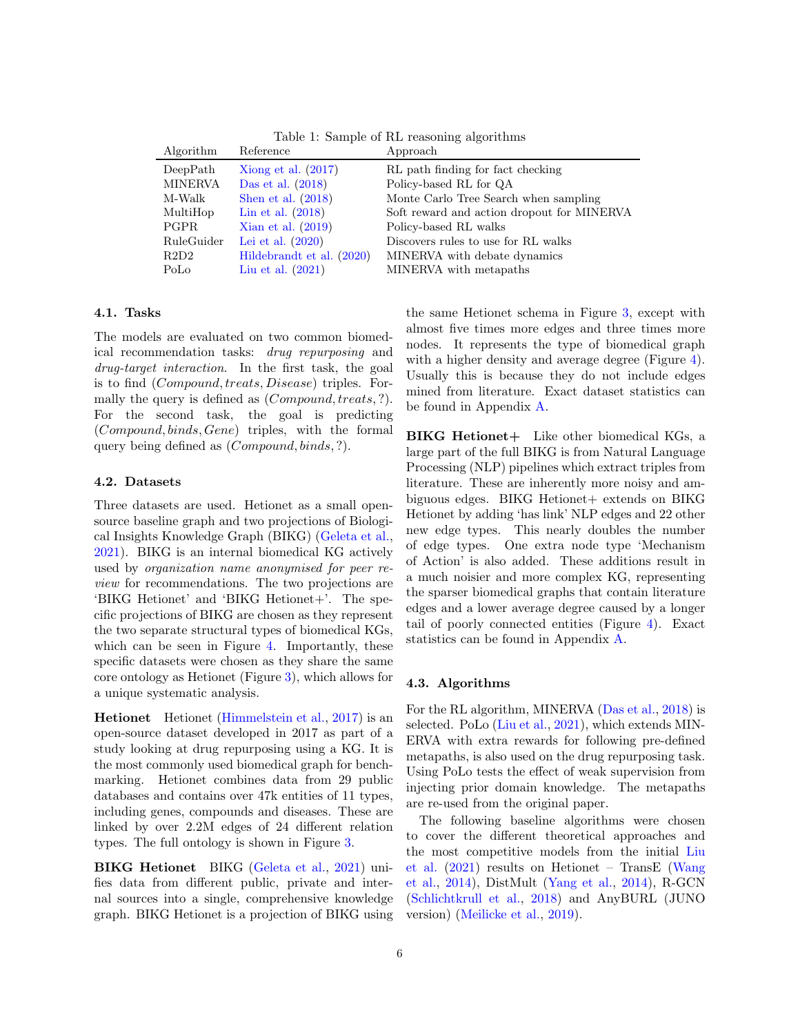Table 1: Sample of RL reasoning algorithms

| Algorithm | Reference | Approach |
|---|---|---|
| DeepPath | Xiong et al. (2017) | RL path finding for fact checking |
| MINERVA | Das et al. (2018) | Policy-based RL for QA |
| M-Walk | Shen et al. (2018) | Monte Carlo Tree Search when sampling |
| MultiHop | Lin et al. (2018) | Soft reward and action dropout for MINERVA |
| PGPR | Xian et al. (2019) | Policy-based RL walks |
| RuleGuider | Lei et al. (2020) | Discovers rules to use for RL walks |
| R2D2 | Hildebrandt et al. (2020) | MINERVA with debate dynamics |
| PoLo | Liu et al. (2021) | MINERVA with metapaths |

### 4.1. Tasks

The models are evaluated on two common biomedical recommendation tasks: *drug repurposing* and *drug-target interaction*. In the first task, the goal is to find $(Compound, treats, Disease)$ triples. Formally the query is defined as $(Compound, treats, ?)$. For the second task, the goal is predicting $(Compound, binds, Gene)$ triples, with the formal query being defined as $(Compound, binds, ?)$.

### 4.2. Datasets

Three datasets are used. Hetionet as a small open-source baseline graph and two projections of Biological Insights Knowledge Graph (BIKG) (Geleta et al., 2021). BIKG is an internal biomedical KG actively used by *organization name anonymised for peer review* for recommendations. The two projections are 'BIKG Hetionet' and 'BIKG Hetionet+'. The specific projections of BIKG are chosen as they represent the two separate structural types of biomedical KGs, which can be seen in Figure 4. Importantly, these specific datasets were chosen as they share the same core ontology as Hetionet (Figure 3), which allows for a unique systematic analysis.

**Hetionet** Hetionet (Himmelstein et al., 2017) is an open-source dataset developed in 2017 as part of a study looking at drug repurposing using a KG. It is the most commonly used biomedical graph for benchmarking. Hetionet combines data from 29 public databases and contains over 47k entities of 11 types, including genes, compounds and diseases. These are linked by over 2.2M edges of 24 different relation types. The full ontology is shown in Figure 3.

**BIKG Hetionet** BIKG (Geleta et al., 2021) unifies data from different public, private and internal sources into a single, comprehensive knowledge graph. BIKG Hetionet is a projection of BIKG using the same Hetionet schema in Figure 3, except with almost five times more edges and three times more nodes. It represents the type of biomedical graph with a higher density and average degree (Figure 4). Usually this is because they do not include edges mined from literature. Exact dataset statistics can be found in Appendix A.

**BIKG Hetionet+** Like other biomedical KGs, a large part of the full BIKG is from Natural Language Processing (NLP) pipelines which extract triples from literature. These are inherently more noisy and ambiguous edges. BIKG Hetionet+ extends on BIKG Hetionet by adding 'has link' NLP edges and 22 other new edge types. This nearly doubles the number of edge types. One extra node type 'Mechanism of Action' is also added. These additions result in a much noisier and more complex KG, representing the sparser biomedical graphs that contain literature edges and a lower average degree caused by a longer tail of poorly connected entities (Figure 4). Exact statistics can be found in Appendix A.

### 4.3. Algorithms

For the RL algorithm, MINERVA (Das et al., 2018) is selected. PoLo (Liu et al., 2021), which extends MINERVA with extra rewards for following pre-defined metapaths, is also used on the drug repurposing task. Using PoLo tests the effect of weak supervision from injecting prior domain knowledge. The metapaths are re-used from the original paper.

The following baseline algorithms were chosen to cover the different theoretical approaches and the most competitive models from the initial Liu et al. (2021) results on Hetionet – TransE (Wang et al., 2014), DistMult (Yang et al., 2014), R-GCN (Schlichtkrull et al., 2018) and AnyBURL (JUNO version) (Meilicke et al., 2019).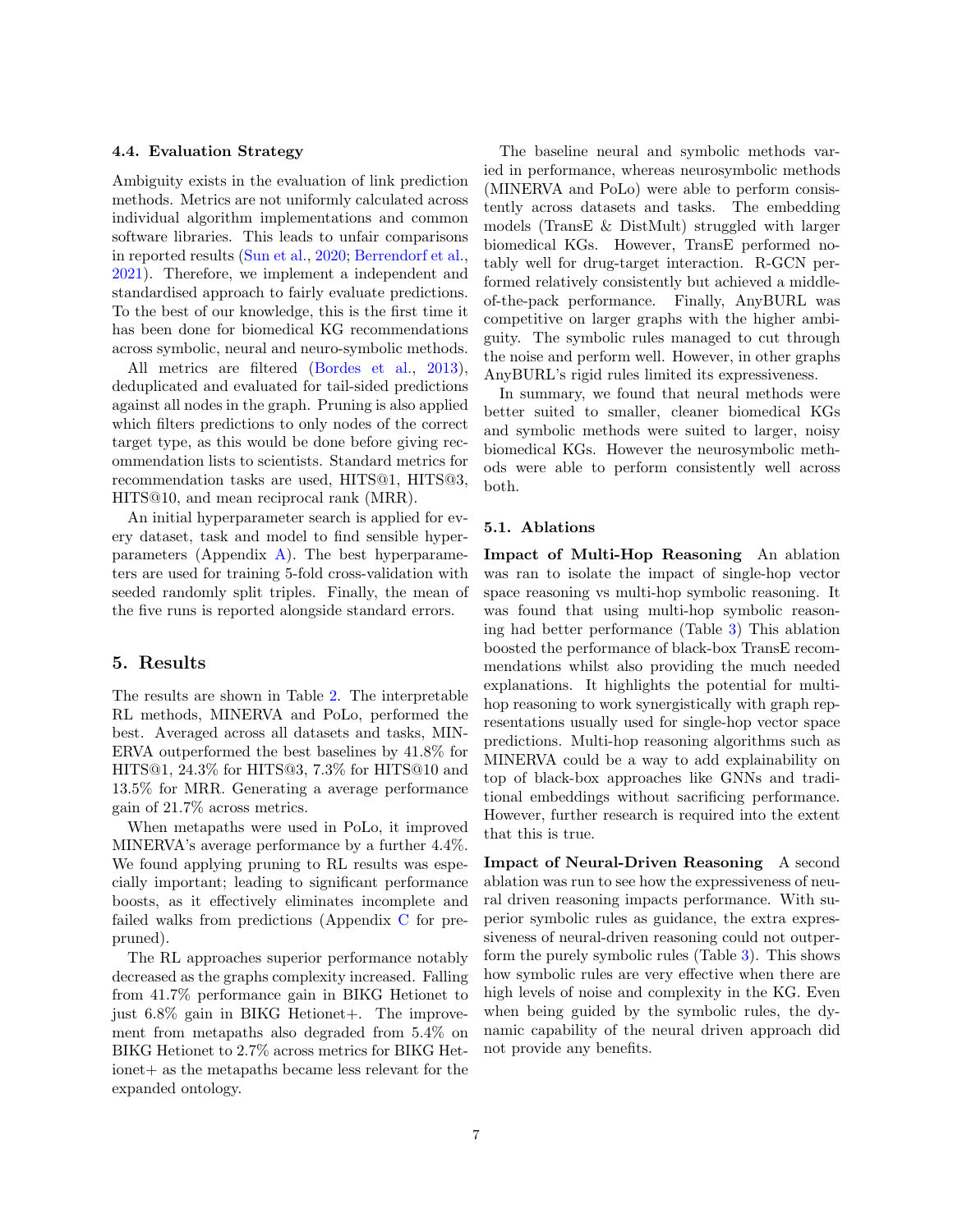### 4.4. Evaluation Strategy

Ambiguity exists in the evaluation of link prediction methods. Metrics are not uniformly calculated across individual algorithm implementations and common software libraries. This leads to unfair comparisons in reported results (Sun et al., 2020; Berrendorf et al., 2021). Therefore, we implement a independent and standardised approach to fairly evaluate predictions. To the best of our knowledge, this is the first time it has been done for biomedical KG recommendations across symbolic, neural and neuro-symbolic methods.

All metrics are filtered (Bordes et al., 2013), deduplicated and evaluated for tail-sided predictions against all nodes in the graph. Pruning is also applied which filters predictions to only nodes of the correct target type, as this would be done before giving recommendation lists to scientists. Standard metrics for recommendation tasks are used, HITS@1, HITS@3, HITS@10, and mean reciprocal rank (MRR).

An initial hyperparameter search is applied for every dataset, task and model to find sensible hyperparameters (Appendix A). The best hyperparameters are used for training 5-fold cross-validation with seeded randomly split triples. Finally, the mean of the five runs is reported alongside standard errors.

## 5. Results

The results are shown in Table 2. The interpretable RL methods, MINERVA and PoLo, performed the best. Averaged across all datasets and tasks, MINERVA outperformed the best baselines by 41.8% for HITS@1, 24.3% for HITS@3, 7.3% for HITS@10 and 13.5% for MRR. Generating a average performance gain of 21.7% across metrics.

When metapaths were used in PoLo, it improved MINERVA's average performance by a further 4.4%. We found applying pruning to RL results was especially important; leading to significant performance boosts, as it effectively eliminates incomplete and failed walks from predictions (Appendix C for prepruned).

The RL approaches superior performance notably decreased as the graphs complexity increased. Falling from 41.7% performance gain in BIKG Hetionet to just 6.8% gain in BIKG Hetionet+. The improvement from metapaths also degraded from 5.4% on BIKG Hetionet to 2.7% across metrics for BIKG Hetionet+ as the metapaths became less relevant for the expanded ontology.

The baseline neural and symbolic methods varied in performance, whereas neurosymbolic methods (MINERVA and PoLo) were able to perform consistently across datasets and tasks. The embedding models (TransE & DistMult) struggled with larger biomedical KGs. However, TransE performed notably well for drug-target interaction. R-GCN performed relatively consistently but achieved a middle-of-the-pack performance. Finally, AnyBURL was competitive on larger graphs with the higher ambiguity. The symbolic rules managed to cut through the noise and perform well. However, in other graphs AnyBURL's rigid rules limited its expressiveness.

In summary, we found that neural methods were better suited to smaller, cleaner biomedical KGs and symbolic methods were suited to larger, noisy biomedical KGs. However the neurosymbolic methods were able to perform consistently well across both.

### 5.1. Ablations

**Impact of Multi-Hop Reasoning** An ablation was ran to isolate the impact of single-hop vector space reasoning vs multi-hop symbolic reasoning. It was found that using multi-hop symbolic reasoning had better performance (Table 3) This ablation boosted the performance of black-box TransE recommendations whilst also providing the much needed explanations. It highlights the potential for multi-hop reasoning to work synergistically with graph representations usually used for single-hop vector space predictions. Multi-hop reasoning algorithms such as MINERVA could be a way to add explainability on top of black-box approaches like GNNs and traditional embeddings without sacrificing performance. However, further research is required into the extent that this is true.

**Impact of Neural-Driven Reasoning** A second ablation was run to see how the expressiveness of neural driven reasoning impacts performance. With superior symbolic rules as guidance, the extra expressiveness of neural-driven reasoning could not outperform the purely symbolic rules (Table 3). This shows how symbolic rules are very effective when there are high levels of noise and complexity in the KG. Even when being guided by the symbolic rules, the dynamic capability of the neural driven approach did not provide any benefits.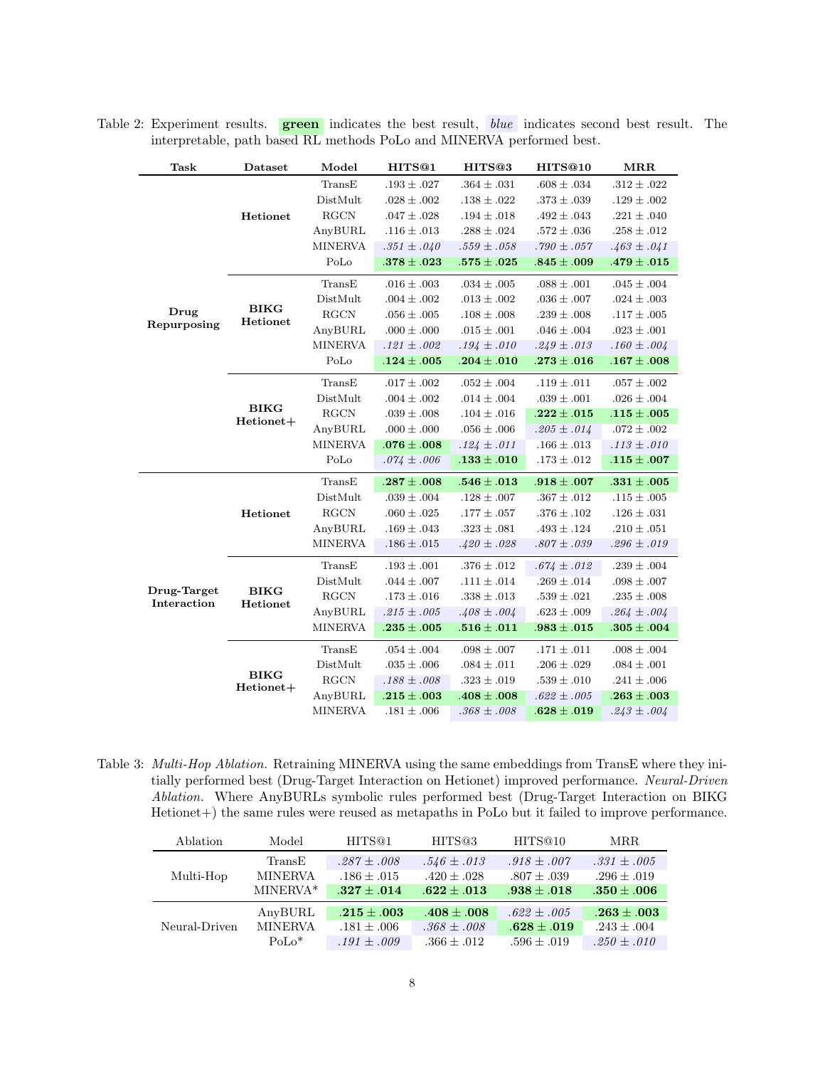Table 2: Experiment results. **green** indicates the best result, *blue* indicates second best result. The interpretable, path based RL methods PoLo and MINERVA performed best.

| Task | Dataset | Model | HITS@1 | HITS@3 | HITS@10 | MRR |
|---|---|---|---|---|---|---|
| **Drug Repurposing** | **Hetionet** | TransE | .193 ± .027 | .364 ± .031 | .608 ± .034 | .312 ± .022 |
| | | DistMult | .028 ± .002 | .138 ± .022 | .373 ± .039 | .129 ± .002 |
| | | RGCN | .047 ± .028 | .194 ± .018 | .492 ± .043 | .221 ± .040 |
| | | AnyBURL | .116 ± .013 | .288 ± .024 | .572 ± .036 | .258 ± .012 |
| | | MINERVA | *.351 ± .040* | *.559 ± .058* | *.790 ± .057* | *.463 ± .041* |
| | | PoLo | **.378 ± .023** | **.575 ± .025** | **.845 ± .009** | **.479 ± .015** |
| | **BIKG Hetionet** | TransE | .016 ± .003 | .034 ± .005 | .088 ± .001 | .045 ± .004 |
| | | DistMult | .004 ± .002 | .013 ± .002 | .036 ± .007 | .024 ± .003 |
| | | RGCN | .056 ± .005 | .108 ± .008 | .239 ± .008 | .117 ± .005 |
| | | AnyBURL | .000 ± .000 | .015 ± .001 | .046 ± .004 | .023 ± .001 |
| | | MINERVA | *.121 ± .002* | *.194 ± .010* | *.249 ± .013* | *.160 ± .004* |
| | | PoLo | **.124 ± .005** | **.204 ± .010** | **.273 ± .016** | **.167 ± .008** |
| | **BIKG Hetionet+** | TransE | .017 ± .002 | .052 ± .004 | .119 ± .011 | .057 ± .002 |
| | | DistMult | .004 ± .002 | .014 ± .004 | .039 ± .001 | .026 ± .004 |
| | | RGCN | .039 ± .008 | .104 ± .016 | **.222 ± .015** | **.115 ± .005** |
| | | AnyBURL | .000 ± .000 | .056 ± .006 | *.205 ± .014* | .072 ± .002 |
| | | MINERVA | **.076 ± .008** | *.124 ± .011* | .166 ± .013 | *.113 ± .010* |
| | | PoLo | *.074 ± .006* | **.133 ± .010** | .173 ± .012 | **.115 ± .007** |
| **Drug-Target Interaction** | **Hetionet** | TransE | **.287 ± .008** | **.546 ± .013** | **.918 ± .007** | **.331 ± .005** |
| | | DistMult | .039 ± .004 | .128 ± .007 | .367 ± .012 | .115 ± .005 |
| | | RGCN | .060 ± .025 | .177 ± .057 | .376 ± .102 | .126 ± .031 |
| | | AnyBURL | .169 ± .043 | .323 ± .081 | .493 ± .124 | .210 ± .051 |
| | | MINERVA | .186 ± .015 | *.420 ± .028* | *.807 ± .039* | *.296 ± .019* |
| | **BIKG Hetionet** | TransE | .193 ± .001 | .376 ± .012 | *.674 ± .012* | .239 ± .004 |
| | | DistMult | .044 ± .007 | .111 ± .014 | .269 ± .014 | .098 ± .007 |
| | | RGCN | .173 ± .016 | .338 ± .013 | .539 ± .021 | .235 ± .008 |
| | | AnyBURL | *.215 ± .005* | *.408 ± .004* | .623 ± .009 | *.264 ± .004* |
| | | MINERVA | **.235 ± .005** | **.516 ± .011** | **.983 ± .015** | **.305 ± .004** |
| | **BIKG Hetionet+** | TransE | .054 ± .004 | .098 ± .007 | .171 ± .011 | .008 ± .004 |
| | | DistMult | .035 ± .006 | .084 ± .011 | .206 ± .029 | .084 ± .001 |
| | | RGCN | *.188 ± .008* | .323 ± .019 | .539 ± .010 | .241 ± .006 |
| | | AnyBURL | **.215 ± .003** | **.408 ± .008** | *.622 ± .005* | **.263 ± .003** |
| | | MINERVA | .181 ± .006 | *.368 ± .008* | **.628 ± .019** | *.243 ± .004* |

Table 3: *Multi-Hop Ablation.* Retraining MINERVA using the same embeddings from TransE where they initially performed best (Drug-Target Interaction on Hetionet) improved performance. *Neural-Driven Ablation.* Where AnyBURLs symbolic rules performed best (Drug-Target Interaction on BIKG Hetionet+) the same rules were reused as metapaths in PoLo but it failed to improve performance.

| Ablation | Model | HITS@1 | HITS@3 | HITS@10 | MRR |
|---|---|---|---|---|---|
| Multi-Hop | TransE | *.287 ± .008* | *.546 ± .013* | *.918 ± .007* | *.331 ± .005* |
| | MINERVA | .186 ± .015 | .420 ± .028 | .807 ± .039 | .296 ± .019 |
| | MINERVA* | **.327 ± .014** | **.622 ± .013** | **.938 ± .018** | **.350 ± .006** |
| Neural-Driven | AnyBURL | **.215 ± .003** | **.408 ± .008** | *.622 ± .005* | **.263 ± .003** |
| | MINERVA | .181 ± .006 | *.368 ± .008* | **.628 ± .019** | .243 ± .004 |
| | PoLo* | *.191 ± .009* | .366 ± .012 | .596 ± .019 | *.250 ± .010* |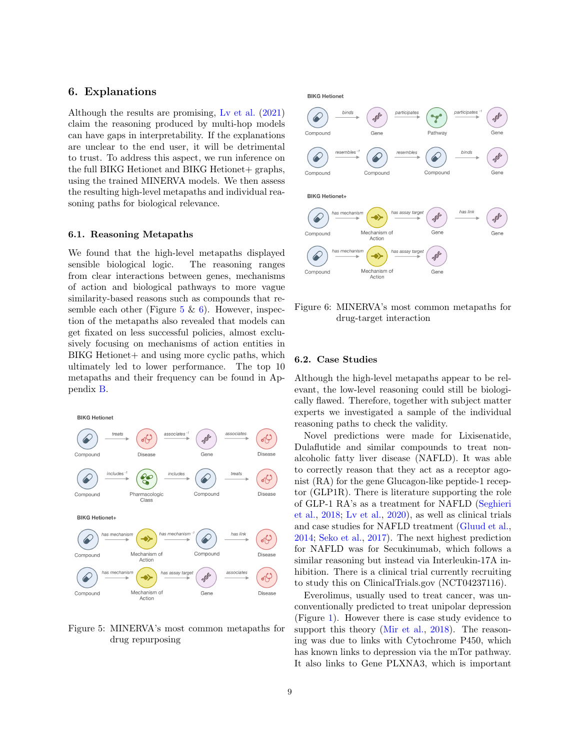## 6. Explanations

Although the results are promising, Lv et al. (2021) claim the reasoning produced by multi-hop models can have gaps in interpretability. If the explanations are unclear to the end user, it will be detrimental to trust. To address this aspect, we run inference on the full BIKG Hetionet and BIKG Hetionet+ graphs, using the trained MINERVA models. We then assess the resulting high-level metapaths and individual reasoning paths for biological relevance.

### 6.1. Reasoning Metapaths

We found that the high-level metapaths displayed sensible biological logic. The reasoning ranges from clear interactions between genes, mechanisms of action and biological pathways to more vague similarity-based reasons such as compounds that resemble each other (Figure 5 & 6). However, inspection of the metapaths also revealed that models can get fixated on less successful policies, almost exclusively focusing on mechanisms of action entities in BIKG Hetionet+ and using more cyclic paths, which ultimately led to lower performance. The top 10 metapaths and their frequency can be found in Appendix B.

Figure 5: MINERVA's most common metapaths for drug repurposing

Figure 6: MINERVA's most common metapaths for drug-target interaction

### 6.2. Case Studies

Although the high-level metapaths appear to be relevant, the low-level reasoning could still be biologically flawed. Therefore, together with subject matter experts we investigated a sample of the individual reasoning paths to check the validity.

Novel predictions were made for Lixisenatide, Dulaflutide and similar compounds to treat non-alcoholic fatty liver disease (NAFLD). It was able to correctly reason that they act as a receptor agonist (RA) for the gene Glucagon-like peptide-1 receptor (GLP1R). There is literature supporting the role of GLP-1 RA's as a treatment for NAFLD (Seghieri et al., 2018; Lv et al., 2020), as well as clinical trials and case studies for NAFLD treatment (Gluud et al., 2014; Seko et al., 2017). The next highest prediction for NAFLD was for Secukinumab, which follows a similar reasoning but instead via Interleukin-17A inhibition. There is a clinical trial currently recruiting to study this on ClinicalTrials.gov (NCT04237116).

Everolimus, usually used to treat cancer, was unconventionally predicted to treat unipolar depression (Figure 1). However there is case study evidence to support this theory (Mir et al., 2018). The reasoning was due to links with Cytochrome P450, which has known links to depression via the mTor pathway. It also links to Gene PLXNA3, which is important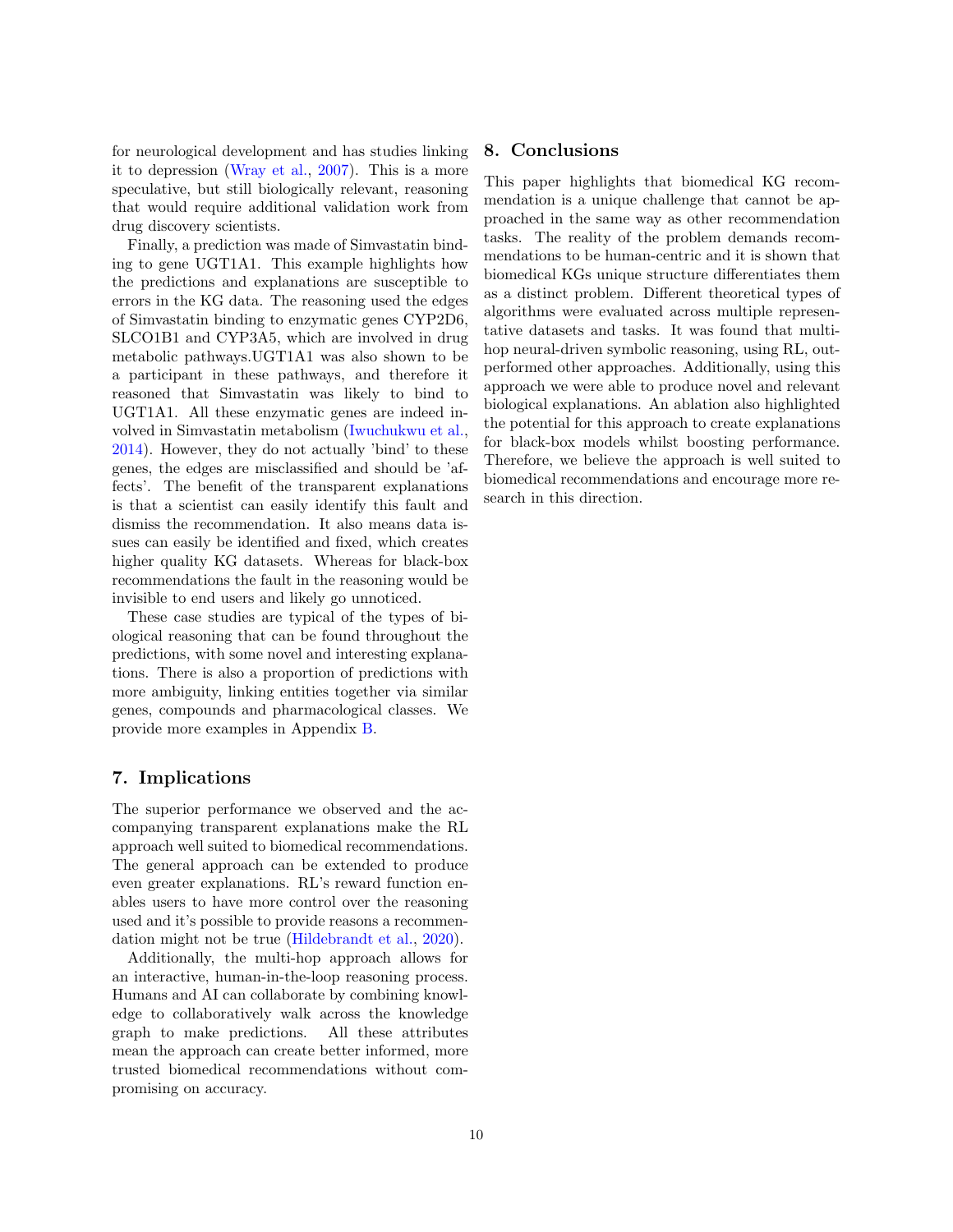for neurological development and has studies linking it to depression (Wray et al., 2007). This is a more speculative, but still biologically relevant, reasoning that would require additional validation work from drug discovery scientists.

Finally, a prediction was made of Simvastatin binding to gene UGT1A1. This example highlights how the predictions and explanations are susceptible to errors in the KG data. The reasoning used the edges of Simvastatin binding to enzymatic genes CYP2D6, SLCO1B1 and CYP3A5, which are involved in drug metabolic pathways.UGT1A1 was also shown to be a participant in these pathways, and therefore it reasoned that Simvastatin was likely to bind to UGT1A1. All these enzymatic genes are indeed involved in Simvastatin metabolism (Iwuchukwu et al., 2014). However, they do not actually 'bind' to these genes, the edges are misclassified and should be 'affects'. The benefit of the transparent explanations is that a scientist can easily identify this fault and dismiss the recommendation. It also means data issues can easily be identified and fixed, which creates higher quality KG datasets. Whereas for black-box recommendations the fault in the reasoning would be invisible to end users and likely go unnoticed.

These case studies are typical of the types of biological reasoning that can be found throughout the predictions, with some novel and interesting explanations. There is also a proportion of predictions with more ambiguity, linking entities together via similar genes, compounds and pharmacological classes. We provide more examples in Appendix B.

## 7. Implications

The superior performance we observed and the accompanying transparent explanations make the RL approach well suited to biomedical recommendations. The general approach can be extended to produce even greater explanations. RL's reward function enables users to have more control over the reasoning used and it's possible to provide reasons a recommendation might not be true (Hildebrandt et al., 2020).

Additionally, the multi-hop approach allows for an interactive, human-in-the-loop reasoning process. Humans and AI can collaborate by combining knowledge to collaboratively walk across the knowledge graph to make predictions. All these attributes mean the approach can create better informed, more trusted biomedical recommendations without compromising on accuracy.

## 8. Conclusions

This paper highlights that biomedical KG recommendation is a unique challenge that cannot be approached in the same way as other recommendation tasks. The reality of the problem demands recommendations to be human-centric and it is shown that biomedical KGs unique structure differentiates them as a distinct problem. Different theoretical types of algorithms were evaluated across multiple representative datasets and tasks. It was found that multi-hop neural-driven symbolic reasoning, using RL, outperformed other approaches. Additionally, using this approach we were able to produce novel and relevant biological explanations. An ablation also highlighted the potential for this approach to create explanations for black-box models whilst boosting performance. Therefore, we believe the approach is well suited to biomedical recommendations and encourage more research in this direction.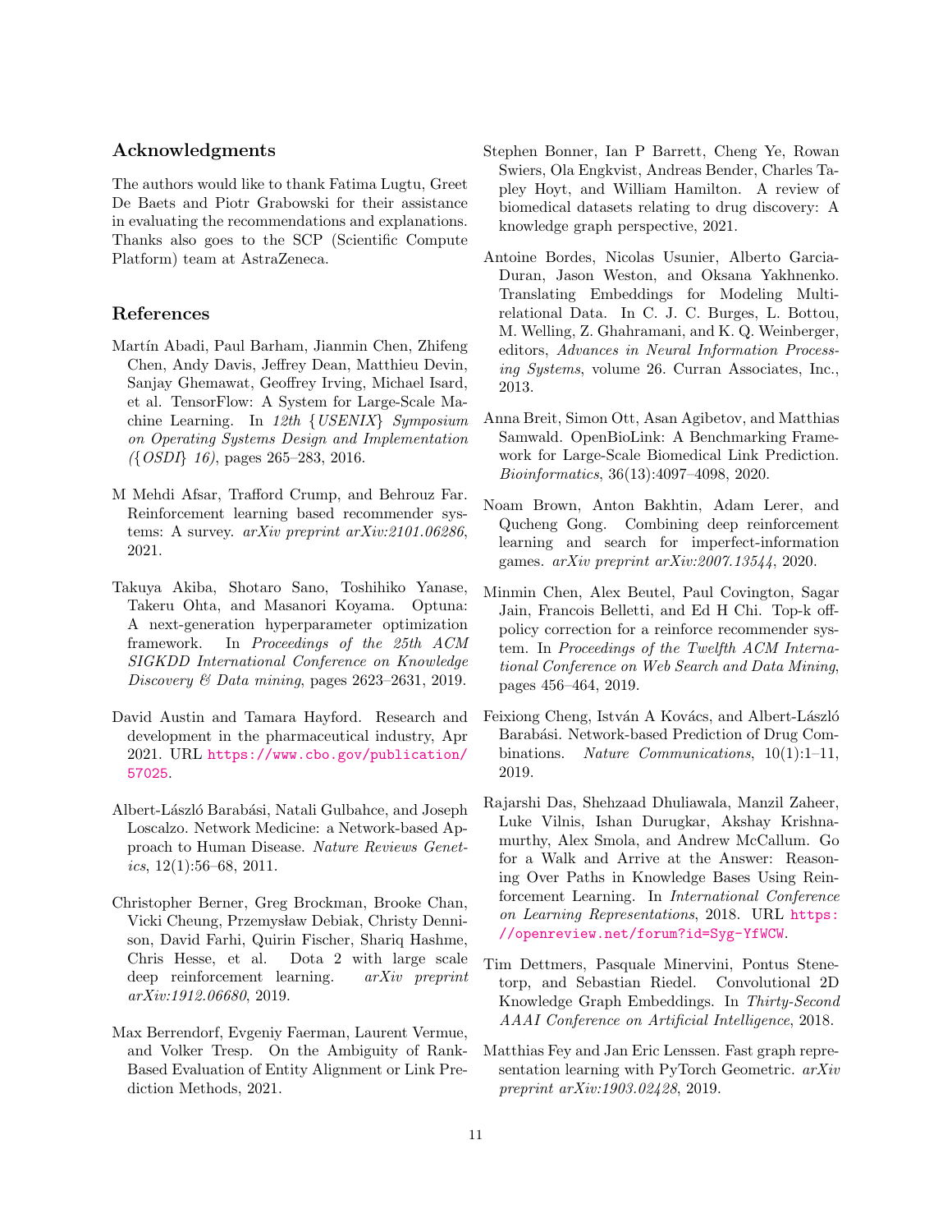## Acknowledgments

The authors would like to thank Fatima Lugtu, Greet De Baets and Piotr Grabowski for their assistance in evaluating the recommendations and explanations. Thanks also goes to the SCP (Scientific Compute Platform) team at AstraZeneca.

## References

Martín Abadi, Paul Barham, Jianmin Chen, Zhifeng Chen, Andy Davis, Jeffrey Dean, Matthieu Devin, Sanjay Ghemawat, Geoffrey Irving, Michael Isard, et al. TensorFlow: A System for Large-Scale Machine Learning. In *12th {USENIX} Symposium on Operating Systems Design and Implementation ({OSDI} 16)*, pages 265–283, 2016.

M Mehdi Afsar, Trafford Crump, and Behrouz Far. Reinforcement learning based recommender systems: A survey. *arXiv preprint arXiv:2101.06286*, 2021.

Takuya Akiba, Shotaro Sano, Toshihiko Yanase, Takeru Ohta, and Masanori Koyama. Optuna: A next-generation hyperparameter optimization framework. In *Proceedings of the 25th ACM SIGKDD International Conference on Knowledge Discovery & Data mining*, pages 2623–2631, 2019.

David Austin and Tamara Hayford. Research and development in the pharmaceutical industry, Apr 2021. URL https://www.cbo.gov/publication/57025.

Albert-László Barabási, Natali Gulbahce, and Joseph Loscalzo. Network Medicine: a Network-based Approach to Human Disease. *Nature Reviews Genetics*, 12(1):56–68, 2011.

Christopher Berner, Greg Brockman, Brooke Chan, Vicki Cheung, Przemysław Debiak, Christy Dennison, David Farhi, Quirin Fischer, Shariq Hashme, Chris Hesse, et al. Dota 2 with large scale deep reinforcement learning. *arXiv preprint arXiv:1912.06680*, 2019.

Max Berrendorf, Evgeniy Faerman, Laurent Vermue, and Volker Tresp. On the Ambiguity of Rank-Based Evaluation of Entity Alignment or Link Prediction Methods, 2021.

Stephen Bonner, Ian P Barrett, Cheng Ye, Rowan Swiers, Ola Engkvist, Andreas Bender, Charles Tapley Hoyt, and William Hamilton. A review of biomedical datasets relating to drug discovery: A knowledge graph perspective, 2021.

Antoine Bordes, Nicolas Usunier, Alberto Garcia-Duran, Jason Weston, and Oksana Yakhnenko. Translating Embeddings for Modeling Multi-relational Data. In C. J. C. Burges, L. Bottou, M. Welling, Z. Ghahramani, and K. Q. Weinberger, editors, *Advances in Neural Information Processing Systems*, volume 26. Curran Associates, Inc., 2013.

Anna Breit, Simon Ott, Asan Agibetov, and Matthias Samwald. OpenBioLink: A Benchmarking Framework for Large-Scale Biomedical Link Prediction. *Bioinformatics*, 36(13):4097–4098, 2020.

Noam Brown, Anton Bakhtin, Adam Lerer, and Qucheng Gong. Combining deep reinforcement learning and search for imperfect-information games. *arXiv preprint arXiv:2007.13544*, 2020.

Minmin Chen, Alex Beutel, Paul Covington, Sagar Jain, Francois Belletti, and Ed H Chi. Top-k off-policy correction for a reinforce recommender system. In *Proceedings of the Twelfth ACM International Conference on Web Search and Data Mining*, pages 456–464, 2019.

Feixiong Cheng, István A Kovács, and Albert-László Barabási. Network-based Prediction of Drug Combinations. *Nature Communications*, 10(1):1–11, 2019.

Rajarshi Das, Shehzaad Dhuliawala, Manzil Zaheer, Luke Vilnis, Ishan Durugkar, Akshay Krishnamurthy, Alex Smola, and Andrew McCallum. Go for a Walk and Arrive at the Answer: Reasoning Over Paths in Knowledge Bases Using Reinforcement Learning. In *International Conference on Learning Representations*, 2018. URL https://openreview.net/forum?id=Syg-YfWCW.

Tim Dettmers, Pasquale Minervini, Pontus Stenetorp, and Sebastian Riedel. Convolutional 2D Knowledge Graph Embeddings. In *Thirty-Second AAAI Conference on Artificial Intelligence*, 2018.

Matthias Fey and Jan Eric Lenssen. Fast graph representation learning with PyTorch Geometric. *arXiv preprint arXiv:1903.02428*, 2019.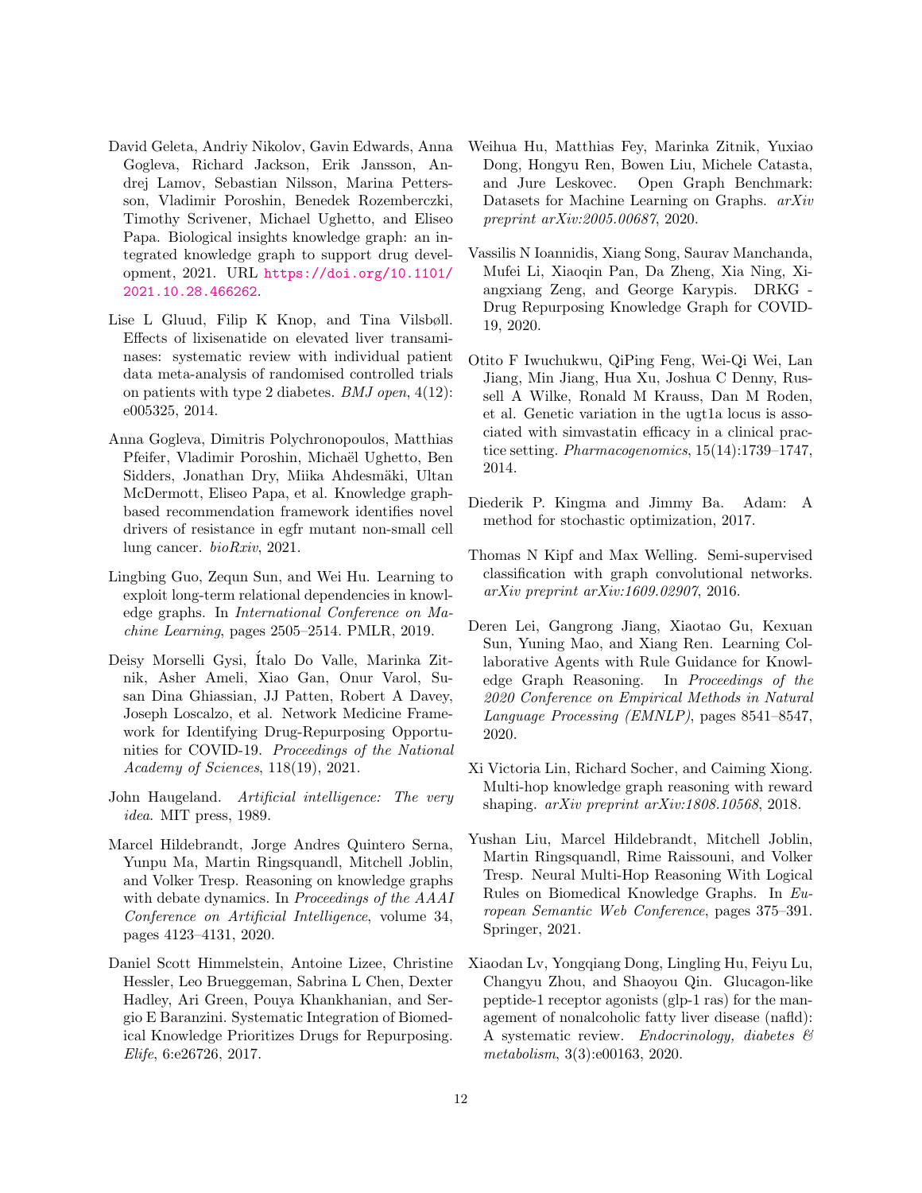David Geleta, Andriy Nikolov, Gavin Edwards, Anna Gogleva, Richard Jackson, Erik Jansson, Andrej Lamov, Sebastian Nilsson, Marina Pettersson, Vladimir Poroshin, Benedek Rozemberczki, Timothy Scrivener, Michael Ughetto, and Eliseo Papa. Biological insights knowledge graph: an integrated knowledge graph to support drug development, 2021. URL https://doi.org/10.1101/2021.10.28.466262.

Lise L Gluud, Filip K Knop, and Tina Vilsbøll. Effects of lixisenatide on elevated liver transaminases: systematic review with individual patient data meta-analysis of randomised controlled trials on patients with type 2 diabetes. *BMJ open*, 4(12): e005325, 2014.

Anna Gogleva, Dimitris Polychronopoulos, Matthias Pfeifer, Vladimir Poroshin, Michaël Ughetto, Ben Sidders, Jonathan Dry, Miika Ahdesmäki, Ultan McDermott, Eliseo Papa, et al. Knowledge graph-based recommendation framework identifies novel drivers of resistance in egfr mutant non-small cell lung cancer. *bioRxiv*, 2021.

Lingbing Guo, Zequn Sun, and Wei Hu. Learning to exploit long-term relational dependencies in knowledge graphs. In *International Conference on Machine Learning*, pages 2505–2514. PMLR, 2019.

Deisy Morselli Gysi, Ítalo Do Valle, Marinka Zitnik, Asher Ameli, Xiao Gan, Onur Varol, Susan Dina Ghiassian, JJ Patten, Robert A Davey, Joseph Loscalzo, et al. Network Medicine Framework for Identifying Drug-Repurposing Opportunities for COVID-19. *Proceedings of the National Academy of Sciences*, 118(19), 2021.

John Haugeland. *Artificial intelligence: The very idea*. MIT press, 1989.

Marcel Hildebrandt, Jorge Andres Quintero Serna, Yunpu Ma, Martin Ringsquandl, Mitchell Joblin, and Volker Tresp. Reasoning on knowledge graphs with debate dynamics. In *Proceedings of the AAAI Conference on Artificial Intelligence*, volume 34, pages 4123–4131, 2020.

Daniel Scott Himmelstein, Antoine Lizee, Christine Hessler, Leo Brueggeman, Sabrina L Chen, Dexter Hadley, Ari Green, Pouya Khankhanian, and Sergio E Baranzini. Systematic Integration of Biomedical Knowledge Prioritizes Drugs for Repurposing. *Elife*, 6:e26726, 2017.

Weihua Hu, Matthias Fey, Marinka Zitnik, Yuxiao Dong, Hongyu Ren, Bowen Liu, Michele Catasta, and Jure Leskovec. Open Graph Benchmark: Datasets for Machine Learning on Graphs. *arXiv preprint arXiv:2005.00687*, 2020.

Vassilis N Ioannidis, Xiang Song, Saurav Manchanda, Mufei Li, Xiaoqin Pan, Da Zheng, Xia Ning, Xiangxiang Zeng, and George Karypis. DRKG - Drug Repurposing Knowledge Graph for COVID-19, 2020.

Otito F Iwuchukwu, QiPing Feng, Wei-Qi Wei, Lan Jiang, Min Jiang, Hua Xu, Joshua C Denny, Russell A Wilke, Ronald M Krauss, Dan M Roden, et al. Genetic variation in the ugt1a locus is associated with simvastatin efficacy in a clinical practice setting. *Pharmacogenomics*, 15(14):1739–1747, 2014.

Diederik P. Kingma and Jimmy Ba. Adam: A method for stochastic optimization, 2017.

Thomas N Kipf and Max Welling. Semi-supervised classification with graph convolutional networks. *arXiv preprint arXiv:1609.02907*, 2016.

Deren Lei, Gangrong Jiang, Xiaotao Gu, Kexuan Sun, Yuning Mao, and Xiang Ren. Learning Collaborative Agents with Rule Guidance for Knowledge Graph Reasoning. In *Proceedings of the 2020 Conference on Empirical Methods in Natural Language Processing (EMNLP)*, pages 8541–8547, 2020.

Xi Victoria Lin, Richard Socher, and Caiming Xiong. Multi-hop knowledge graph reasoning with reward shaping. *arXiv preprint arXiv:1808.10568*, 2018.

Yushan Liu, Marcel Hildebrandt, Mitchell Joblin, Martin Ringsquandl, Rime Raissouni, and Volker Tresp. Neural Multi-Hop Reasoning With Logical Rules on Biomedical Knowledge Graphs. In *European Semantic Web Conference*, pages 375–391. Springer, 2021.

Xiaodan Lv, Yongqiang Dong, Lingling Hu, Feiyu Lu, Changyu Zhou, and Shaoyou Qin. Glucagon-like peptide-1 receptor agonists (glp-1 ras) for the management of nonalcoholic fatty liver disease (nafld): A systematic review. *Endocrinology, diabetes & metabolism*, 3(3):e00163, 2020.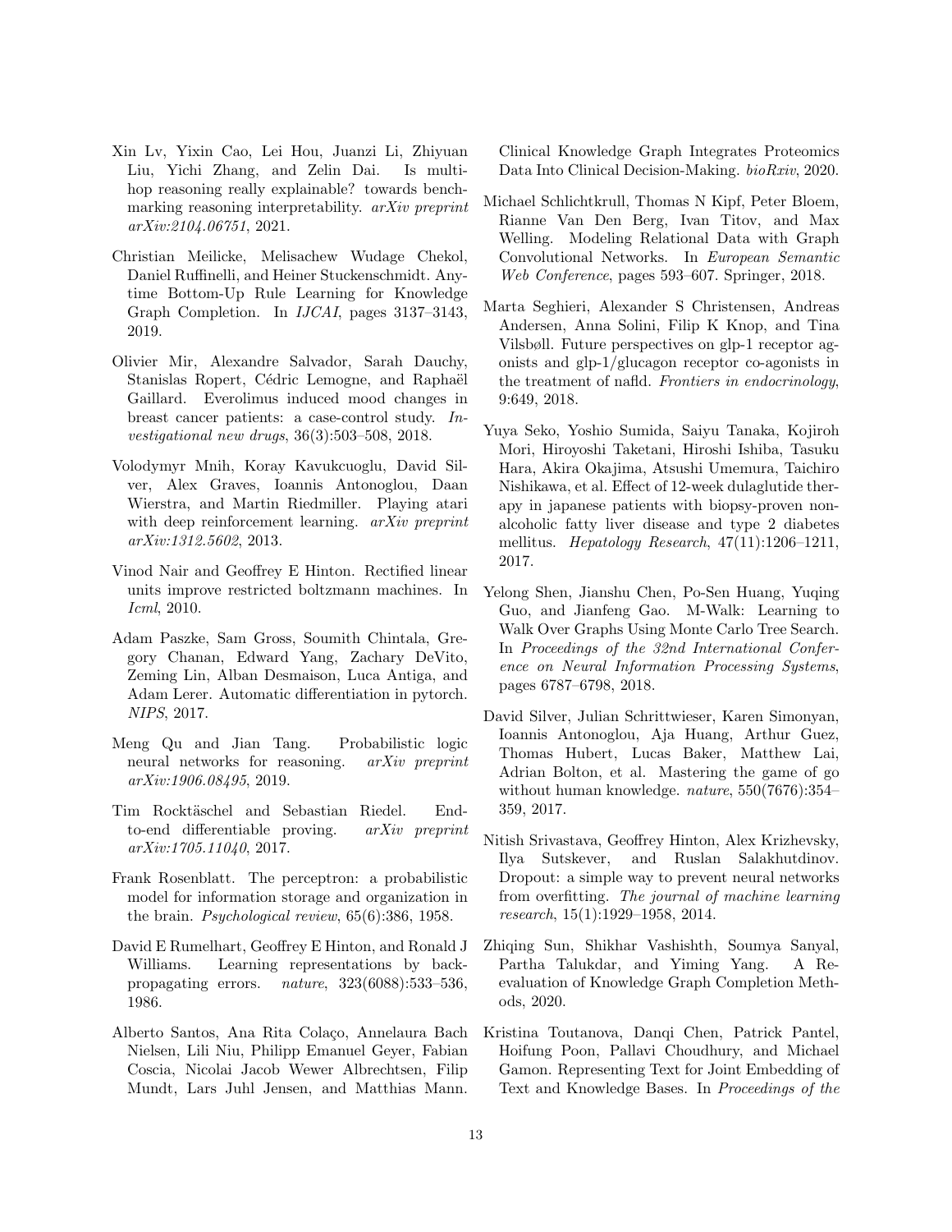Xin Lv, Yixin Cao, Lei Hou, Juanzi Li, Zhiyuan Liu, Yichi Zhang, and Zelin Dai. Is multi-hop reasoning really explainable? towards benchmarking reasoning interpretability. *arXiv preprint arXiv:2104.06751*, 2021.

Christian Meilicke, Melisachew Wudage Chekol, Daniel Ruffinelli, and Heiner Stuckenschmidt. Anytime Bottom-Up Rule Learning for Knowledge Graph Completion. In *IJCAI*, pages 3137–3143, 2019.

Olivier Mir, Alexandre Salvador, Sarah Dauchy, Stanislas Ropert, Cédric Lemogne, and Raphaël Gaillard. Everolimus induced mood changes in breast cancer patients: a case-control study. *Investigational new drugs*, 36(3):503–508, 2018.

Volodymyr Mnih, Koray Kavukcuoglu, David Silver, Alex Graves, Ioannis Antonoglou, Daan Wierstra, and Martin Riedmiller. Playing atari with deep reinforcement learning. *arXiv preprint arXiv:1312.5602*, 2013.

Vinod Nair and Geoffrey E Hinton. Rectified linear units improve restricted boltzmann machines. In *Icml*, 2010.

Adam Paszke, Sam Gross, Soumith Chintala, Gregory Chanan, Edward Yang, Zachary DeVito, Zeming Lin, Alban Desmaison, Luca Antiga, and Adam Lerer. Automatic differentiation in pytorch. *NIPS*, 2017.

Meng Qu and Jian Tang. Probabilistic logic neural networks for reasoning. *arXiv preprint arXiv:1906.08495*, 2019.

Tim Rocktäschel and Sebastian Riedel. End-to-end differentiable proving. *arXiv preprint arXiv:1705.11040*, 2017.

Frank Rosenblatt. The perceptron: a probabilistic model for information storage and organization in the brain. *Psychological review*, 65(6):386, 1958.

David E Rumelhart, Geoffrey E Hinton, and Ronald J Williams. Learning representations by back-propagating errors. *nature*, 323(6088):533–536, 1986.

Alberto Santos, Ana Rita Colaço, Annelaura Bach Nielsen, Lili Niu, Philipp Emanuel Geyer, Fabian Coscia, Nicolai Jacob Wewer Albrechtsen, Filip Mundt, Lars Juhl Jensen, and Matthias Mann. Clinical Knowledge Graph Integrates Proteomics Data Into Clinical Decision-Making. *bioRxiv*, 2020.

Michael Schlichtkrull, Thomas N Kipf, Peter Bloem, Rianne Van Den Berg, Ivan Titov, and Max Welling. Modeling Relational Data with Graph Convolutional Networks. In *European Semantic Web Conference*, pages 593–607. Springer, 2018.

Marta Seghieri, Alexander S Christensen, Andreas Andersen, Anna Solini, Filip K Knop, and Tina Vilsbøll. Future perspectives on glp-1 receptor agonists and glp-1/glucagon receptor co-agonists in the treatment of nafld. *Frontiers in endocrinology*, 9:649, 2018.

Yuya Seko, Yoshio Sumida, Saiyu Tanaka, Kojiroh Mori, Hiroyoshi Taketani, Hiroshi Ishiba, Tasuku Hara, Akira Okajima, Atsushi Umemura, Taichiro Nishikawa, et al. Effect of 12-week dulaglutide therapy in japanese patients with biopsy-proven non-alcoholic fatty liver disease and type 2 diabetes mellitus. *Hepatology Research*, 47(11):1206–1211, 2017.

Yelong Shen, Jianshu Chen, Po-Sen Huang, Yuqing Guo, and Jianfeng Gao. M-Walk: Learning to Walk Over Graphs Using Monte Carlo Tree Search. In *Proceedings of the 32nd International Conference on Neural Information Processing Systems*, pages 6787–6798, 2018.

David Silver, Julian Schrittwieser, Karen Simonyan, Ioannis Antonoglou, Aja Huang, Arthur Guez, Thomas Hubert, Lucas Baker, Matthew Lai, Adrian Bolton, et al. Mastering the game of go without human knowledge. *nature*, 550(7676):354–359, 2017.

Nitish Srivastava, Geoffrey Hinton, Alex Krizhevsky, Ilya Sutskever, and Ruslan Salakhutdinov. Dropout: a simple way to prevent neural networks from overfitting. *The journal of machine learning research*, 15(1):1929–1958, 2014.

Zhiqing Sun, Shikhar Vashishth, Soumya Sanyal, Partha Talukdar, and Yiming Yang. A Re-evaluation of Knowledge Graph Completion Methods, 2020.

Kristina Toutanova, Danqi Chen, Patrick Pantel, Hoifung Poon, Pallavi Choudhury, and Michael Gamon. Representing Text for Joint Embedding of Text and Knowledge Bases. In *Proceedings of the*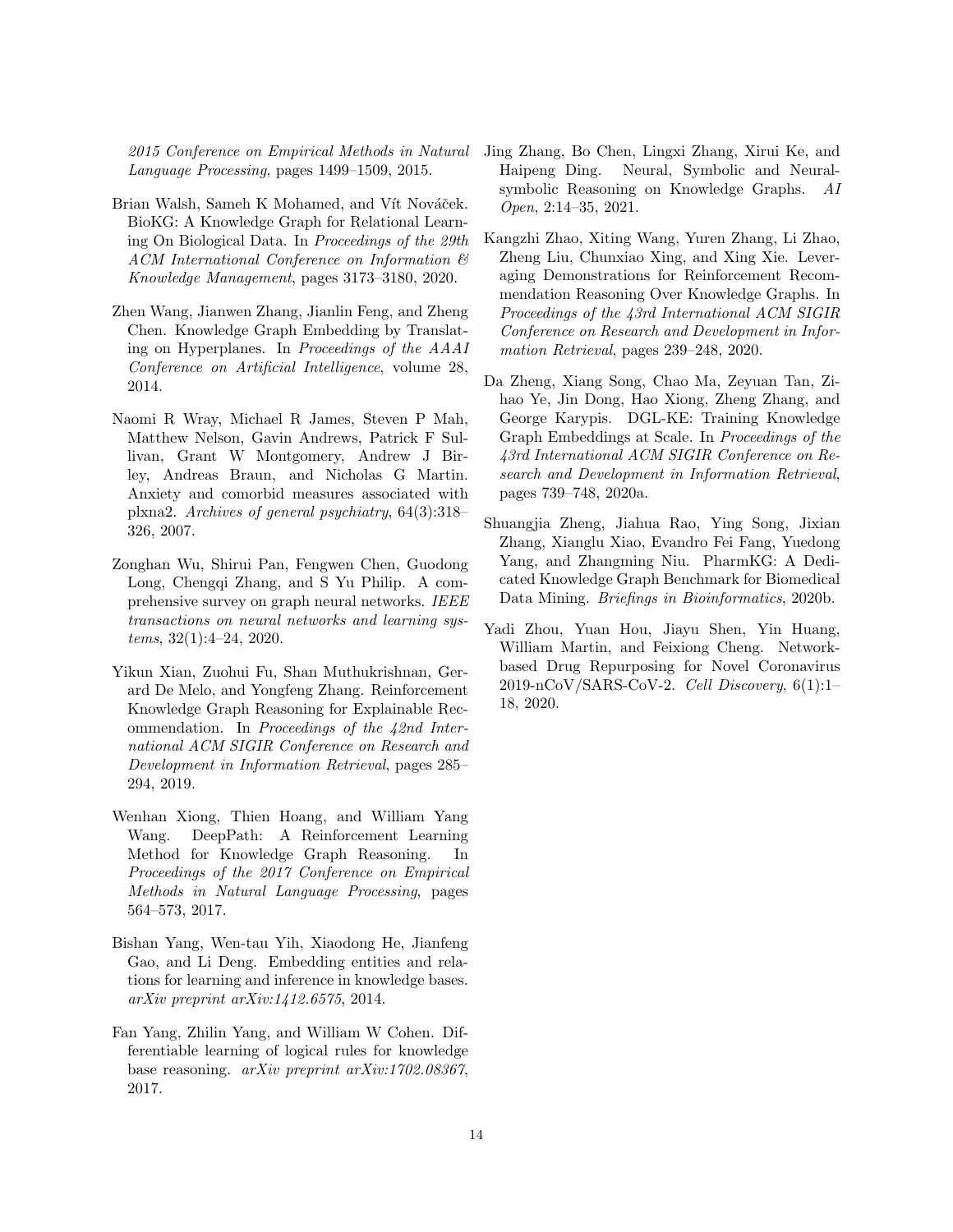*2015 Conference on Empirical Methods in Natural Language Processing*, pages 1499–1509, 2015.

Brian Walsh, Sameh K Mohamed, and Vít Nováček. BioKG: A Knowledge Graph for Relational Learning On Biological Data. In *Proceedings of the 29th ACM International Conference on Information & Knowledge Management*, pages 3173–3180, 2020.

Zhen Wang, Jianwen Zhang, Jianlin Feng, and Zheng Chen. Knowledge Graph Embedding by Translating on Hyperplanes. In *Proceedings of the AAAI Conference on Artificial Intelligence*, volume 28, 2014.

Naomi R Wray, Michael R James, Steven P Mah, Matthew Nelson, Gavin Andrews, Patrick F Sullivan, Grant W Montgomery, Andrew J Birley, Andreas Braun, and Nicholas G Martin. Anxiety and comorbid measures associated with plxna2. *Archives of general psychiatry*, 64(3):318–326, 2007.

Zonghan Wu, Shirui Pan, Fengwen Chen, Guodong Long, Chengqi Zhang, and S Yu Philip. A comprehensive survey on graph neural networks. *IEEE transactions on neural networks and learning systems*, 32(1):4–24, 2020.

Yikun Xian, Zuohui Fu, Shan Muthukrishnan, Gerard De Melo, and Yongfeng Zhang. Reinforcement Knowledge Graph Reasoning for Explainable Recommendation. In *Proceedings of the 42nd International ACM SIGIR Conference on Research and Development in Information Retrieval*, pages 285–294, 2019.

Wenhan Xiong, Thien Hoang, and William Yang Wang. DeepPath: A Reinforcement Learning Method for Knowledge Graph Reasoning. In *Proceedings of the 2017 Conference on Empirical Methods in Natural Language Processing*, pages 564–573, 2017.

Bishan Yang, Wen-tau Yih, Xiaodong He, Jianfeng Gao, and Li Deng. Embedding entities and relations for learning and inference in knowledge bases. *arXiv preprint arXiv:1412.6575*, 2014.

Fan Yang, Zhilin Yang, and William W Cohen. Differentiable learning of logical rules for knowledge base reasoning. *arXiv preprint arXiv:1702.08367*, 2017.

Jing Zhang, Bo Chen, Lingxi Zhang, Xirui Ke, and Haipeng Ding. Neural, Symbolic and Neural-symbolic Reasoning on Knowledge Graphs. *AI Open*, 2:14–35, 2021.

Kangzhi Zhao, Xiting Wang, Yuren Zhang, Li Zhao, Zheng Liu, Chunxiao Xing, and Xing Xie. Leveraging Demonstrations for Reinforcement Recommendation Reasoning Over Knowledge Graphs. In *Proceedings of the 43rd International ACM SIGIR Conference on Research and Development in Information Retrieval*, pages 239–248, 2020.

Da Zheng, Xiang Song, Chao Ma, Zeyuan Tan, Zihao Ye, Jin Dong, Hao Xiong, Zheng Zhang, and George Karypis. DGL-KE: Training Knowledge Graph Embeddings at Scale. In *Proceedings of the 43rd International ACM SIGIR Conference on Research and Development in Information Retrieval*, pages 739–748, 2020a.

Shuangjia Zheng, Jiahua Rao, Ying Song, Jixian Zhang, Xianglu Xiao, Evandro Fei Fang, Yuedong Yang, and Zhangming Niu. PharmKG: A Dedicated Knowledge Graph Benchmark for Biomedical Data Mining. *Briefings in Bioinformatics*, 2020b.

Yadi Zhou, Yuan Hou, Jiayu Shen, Yin Huang, William Martin, and Feixiong Cheng. Network-based Drug Repurposing for Novel Coronavirus 2019-nCoV/SARS-CoV-2. *Cell Discovery*, 6(1):1–18, 2020.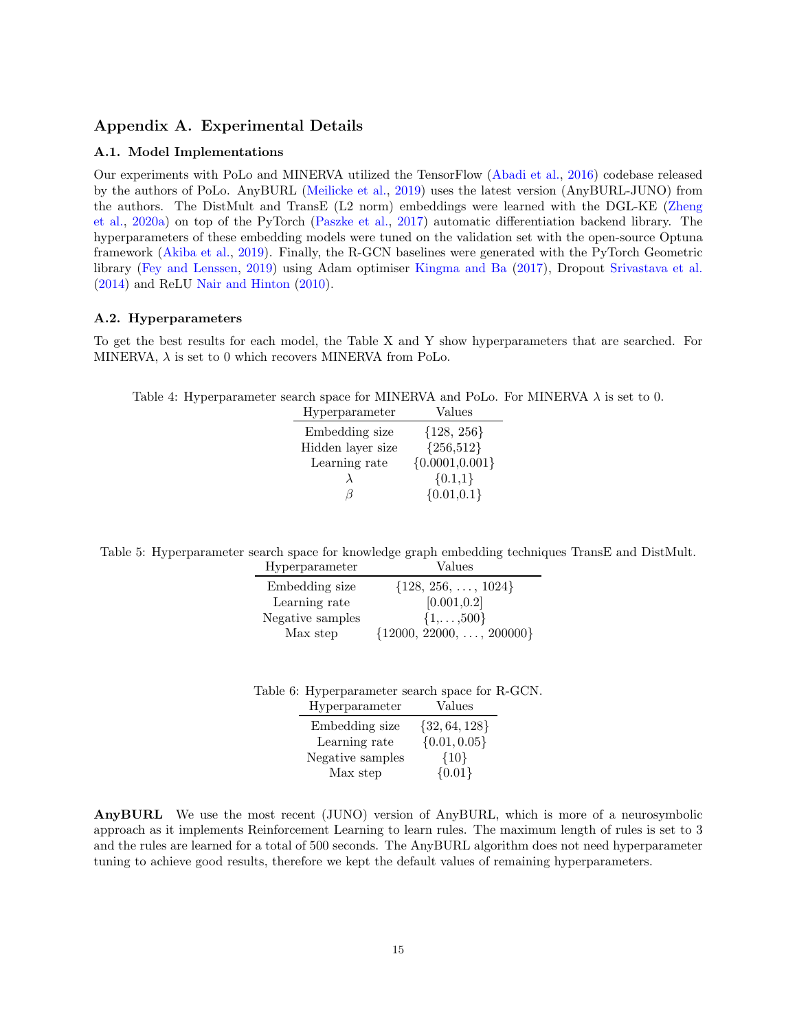## Appendix A. Experimental Details

### A.1. Model Implementations

Our experiments with PoLo and MINERVA utilized the TensorFlow (Abadi et al., 2016) codebase released by the authors of PoLo. AnyBURL (Meilicke et al., 2019) uses the latest version (AnyBURL-JUNO) from the authors. The DistMult and TransE (L2 norm) embeddings were learned with the DGL-KE (Zheng et al., 2020a) on top of the PyTorch (Paszke et al., 2017) automatic differentiation backend library. The hyperparameters of these embedding models were tuned on the validation set with the open-source Optuna framework (Akiba et al., 2019). Finally, the R-GCN baselines were generated with the PyTorch Geometric library (Fey and Lenssen, 2019) using Adam optimiser Kingma and Ba (2017), Dropout Srivastava et al. (2014) and ReLU Nair and Hinton (2010).

### A.2. Hyperparameters

To get the best results for each model, the Table X and Y show hyperparameters that are searched. For MINERVA, $\lambda$ is set to 0 which recovers MINERVA from PoLo.

Table 4: Hyperparameter search space for MINERVA and PoLo. For MINERVA $\lambda$ is set to 0.

| Hyperparameter | Values |
|---|---|
| Embedding size | {128, 256} |
| Hidden layer size | {256,512} |
| Learning rate | {0.0001,0.001} |
| $\lambda$ | {0.1,1} |
| $\beta$ | {0.01,0.1} |

Table 5: Hyperparameter search space for knowledge graph embedding techniques TransE and DistMult.

| Hyperparameter | Values |
|---|---|
| Embedding size | {128, 256, . . . , 1024} |
| Learning rate | [0.001,0.2] |
| Negative samples | {1,. . . ,500} |
| Max step | {12000, 22000, . . . , 200000} |

Table 6: Hyperparameter search space for R-GCN.

| Hyperparameter | Values |
|---|---|
| Embedding size | $\{32, 64, 128\}$ |
| Learning rate | $\{0.01, 0.05\}$ |
| Negative samples | $\{10\}$ |
| Max step | $\{0.01\}$ |

**AnyBURL** We use the most recent (JUNO) version of AnyBURL, which is more of a neurosymbolic approach as it implements Reinforcement Learning to learn rules. The maximum length of rules is set to 3 and the rules are learned for a total of 500 seconds. The AnyBURL algorithm does not need hyperparameter tuning to achieve good results, therefore we kept the default values of remaining hyperparameters.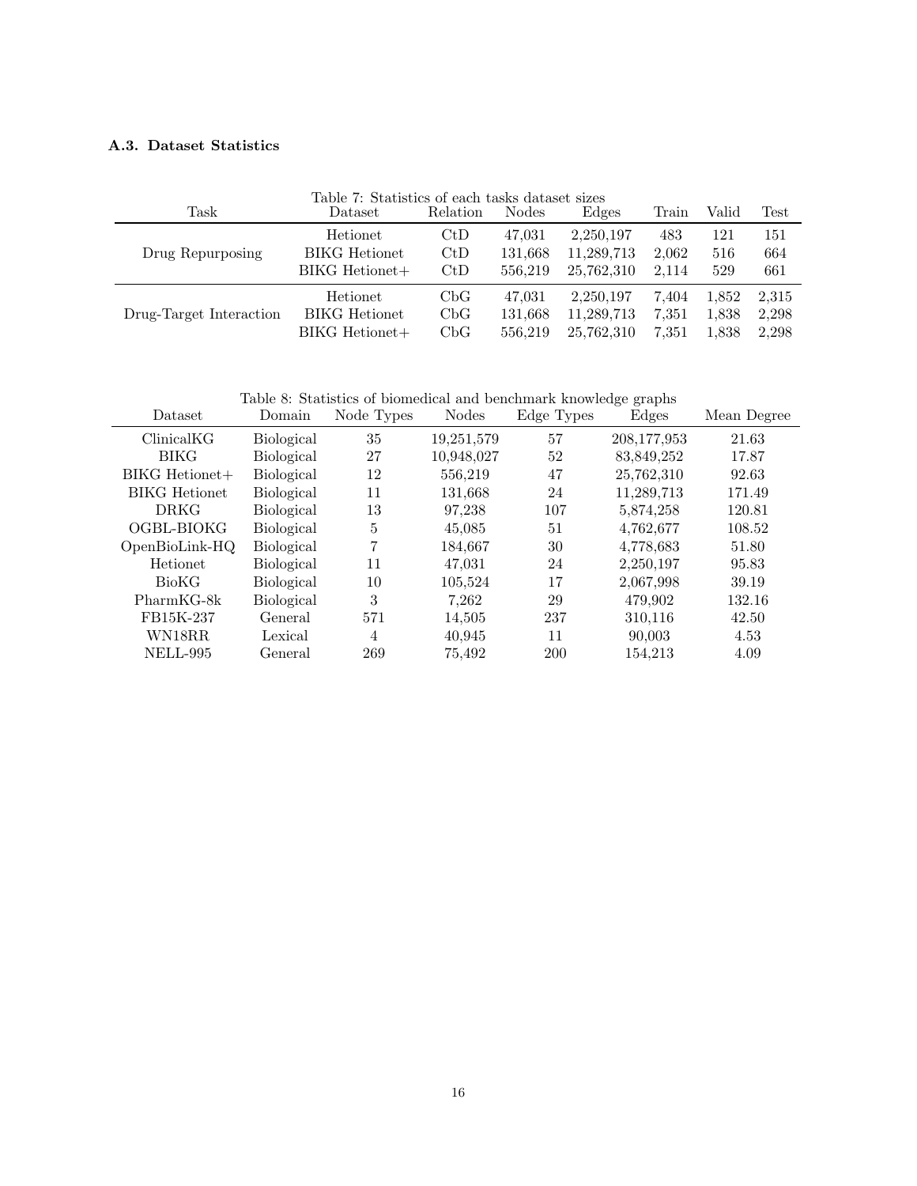### A.3. Dataset Statistics

Table 7: Statistics of each tasks dataset sizes

| Task | Dataset | Relation | Nodes | Edges | Train | Valid | Test |
|---|---|---|---|---|---|---|---|
| Drug Repurposing | Hetionet | CtD | 47,031 | 2,250,197 | 483 | 121 | 151 |
| | BIKG Hetionet | CtD | 131,668 | 11,289,713 | 2,062 | 516 | 664 |
| | BIKG Hetionet+ | CtD | 556,219 | 25,762,310 | 2,114 | 529 | 661 |
| Drug-Target Interaction | Hetionet | CbG | 47,031 | 2,250,197 | 7,404 | 1,852 | 2,315 |
| | BIKG Hetionet | CbG | 131,668 | 11,289,713 | 7,351 | 1,838 | 2,298 |
| | BIKG Hetionet+ | CbG | 556,219 | 25,762,310 | 7,351 | 1,838 | 2,298 |

Table 8: Statistics of biomedical and benchmark knowledge graphs

| Dataset | Domain | Node Types | Nodes | Edge Types | Edges | Mean Degree |
|---|---|---|---|---|---|---|
| ClinicalKG | Biological | 35 | 19,251,579 | 57 | 208,177,953 | 21.63 |
| BIKG | Biological | 27 | 10,948,027 | 52 | 83,849,252 | 17.87 |
| BIKG Hetionet+ | Biological | 12 | 556,219 | 47 | 25,762,310 | 92.63 |
| BIKG Hetionet | Biological | 11 | 131,668 | 24 | 11,289,713 | 171.49 |
| DRKG | Biological | 13 | 97,238 | 107 | 5,874,258 | 120.81 |
| OGBL-BIOKG | Biological | 5 | 45,085 | 51 | 4,762,677 | 108.52 |
| OpenBioLink-HQ | Biological | 7 | 184,667 | 30 | 4,778,683 | 51.80 |
| Hetionet | Biological | 11 | 47,031 | 24 | 2,250,197 | 95.83 |
| BioKG | Biological | 10 | 105,524 | 17 | 2,067,998 | 39.19 |
| PharmKG-8k | Biological | 3 | 7,262 | 29 | 479,902 | 132.16 |
| FB15K-237 | General | 571 | 14,505 | 237 | 310,116 | 42.50 |
| WN18RR | Lexical | 4 | 40,945 | 11 | 90,003 | 4.53 |
| NELL-995 | General | 269 | 75,492 | 200 | 154,213 | 4.09 |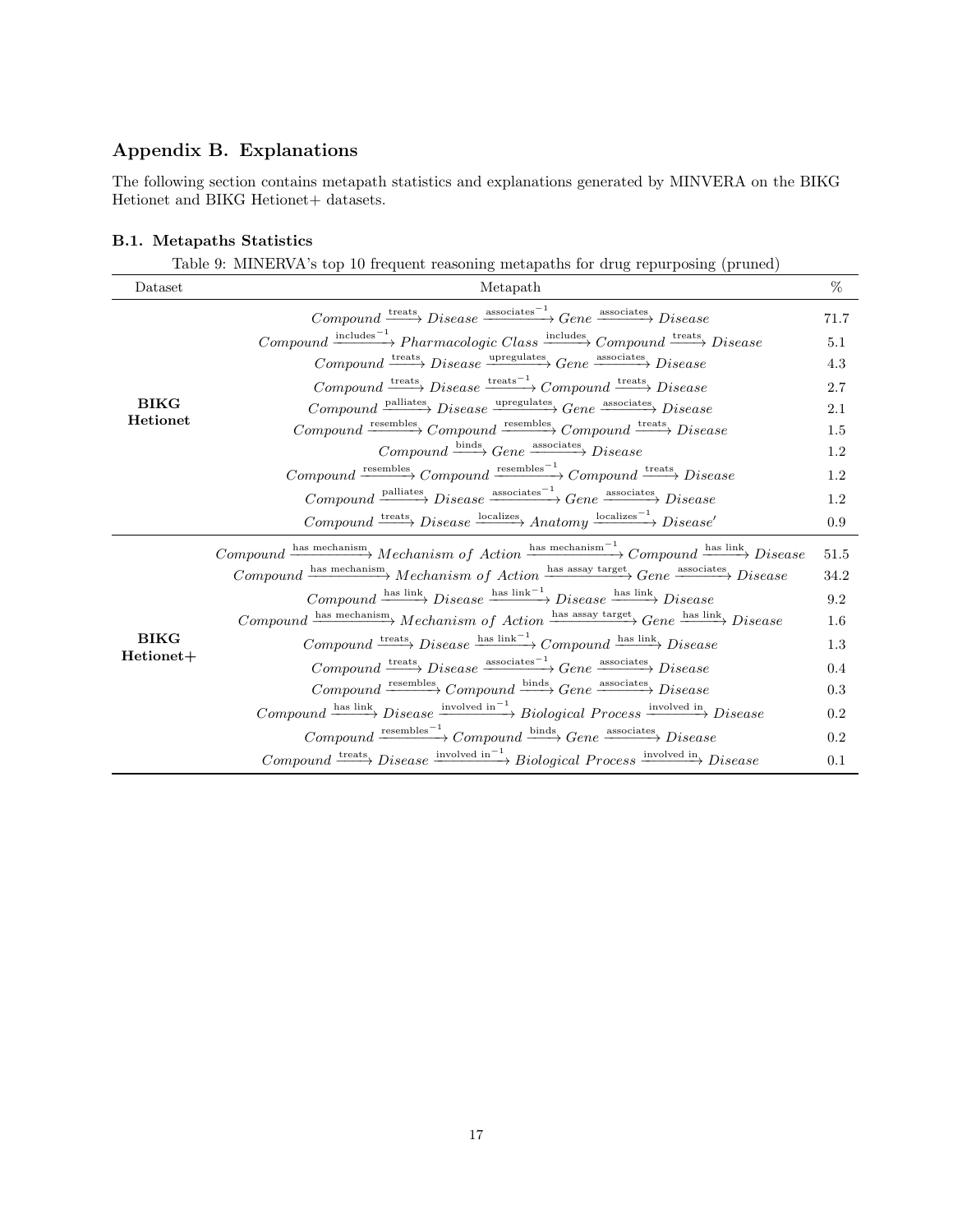## Appendix B. Explanations

The following section contains metapath statistics and explanations generated by MINVERA on the BIKG Hetionet and BIKG Hetionet+ datasets.

### B.1. Metapaths Statistics

Table 9: MINERVA's top 10 frequent reasoning metapaths for drug repurposing (pruned)

| Dataset | Metapath | % |
|---|---|---|
| **BIKG Hetionet** | $Compound \xrightarrow{\text{treats}} Disease \xrightarrow{\text{associates}^{-1}} Gene \xrightarrow{\text{associates}} Disease$ | 71.7 |
| | $Compound \xrightarrow{\text{includes}^{-1}} Pharmacologic\ Class \xrightarrow{\text{includes}} Compound \xrightarrow{\text{treats}} Disease$ | 5.1 |
| | $Compound \xrightarrow{\text{treats}} Disease \xrightarrow{\text{upregulates}} Gene \xrightarrow{\text{associates}} Disease$ | 4.3 |
| | $Compound \xrightarrow{\text{treats}} Disease \xrightarrow{\text{treats}^{-1}} Compound \xrightarrow{\text{treats}} Disease$ | 2.7 |
| | $Compound \xrightarrow{\text{palliates}} Disease \xrightarrow{\text{upregulates}} Gene \xrightarrow{\text{associates}} Disease$ | 2.1 |
| | $Compound \xrightarrow{\text{resembles}} Compound \xrightarrow{\text{resembles}} Compound \xrightarrow{\text{treats}} Disease$ | 1.5 |
| | $Compound \xrightarrow{\text{binds}} Gene \xrightarrow{\text{associates}} Disease$ | 1.2 |
| | $Compound \xrightarrow{\text{resembles}} Compound \xrightarrow{\text{resembles}^{-1}} Compound \xrightarrow{\text{treats}} Disease$ | 1.2 |
| | $Compound \xrightarrow{\text{palliates}} Disease \xrightarrow{\text{associates}^{-1}} Gene \xrightarrow{\text{associates}} Disease$ | 1.2 |
| | $Compound \xrightarrow{\text{treats}} Disease \xrightarrow{\text{localizes}} Anatomy \xrightarrow{\text{localizes}^{-1}} Disease'$ | 0.9 |
| **BIKG Hetionet+** | $Compound \xrightarrow{\text{has mechanism}} Mechanism\ of\ Action \xrightarrow{\text{has mechanism}^{-1}} Compound \xrightarrow{\text{has link}} Disease$ | 51.5 |
| | $Compound \xrightarrow{\text{has mechanism}} Mechanism\ of\ Action \xrightarrow{\text{has assay target}} Gene \xrightarrow{\text{associates}} Disease$ | 34.2 |
| | $Compound \xrightarrow{\text{has link}} Disease \xrightarrow{\text{has link}^{-1}} Disease \xrightarrow{\text{has link}} Disease$ | 9.2 |
| | $Compound \xrightarrow{\text{has mechanism}} Mechanism\ of\ Action \xrightarrow{\text{has assay target}} Gene \xrightarrow{\text{has link}} Disease$ | 1.6 |
| | $Compound \xrightarrow{\text{treats}} Disease \xrightarrow{\text{has link}^{-1}} Compound \xrightarrow{\text{has link}} Disease$ | 1.3 |
| | $Compound \xrightarrow{\text{treats}} Disease \xrightarrow{\text{associates}^{-1}} Gene \xrightarrow{\text{associates}} Disease$ | 0.4 |
| | $Compound \xrightarrow{\text{resembles}} Compound \xrightarrow{\text{binds}} Gene \xrightarrow{\text{associates}} Disease$ | 0.3 |
| | $Compound \xrightarrow{\text{has link}} Disease \xrightarrow{\text{involved in}^{-1}} Biological\ Process \xrightarrow{\text{involved in}} Disease$ | 0.2 |
| | $Compound \xrightarrow{\text{resembles}^{-1}} Compound \xrightarrow{\text{binds}} Gene \xrightarrow{\text{associates}} Disease$ | 0.2 |
| | $Compound \xrightarrow{\text{treats}} Disease \xrightarrow{\text{involved in}^{-1}} Biological\ Process \xrightarrow{\text{involved in}} Disease$ | 0.1 |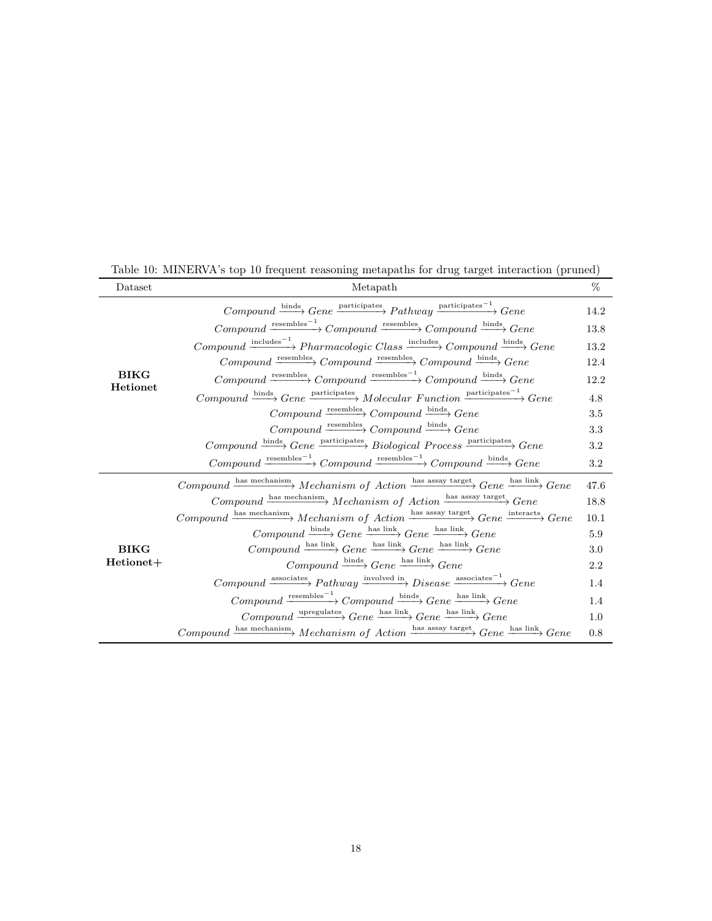Table 10: MINERVA's top 10 frequent reasoning metapaths for drug target interaction (pruned)

| Dataset | Metapath | % |
|---|---|---|
| **BIKG Hetionet** | $Compound \xrightarrow{\text{binds}} Gene \xrightarrow{\text{participates}} Pathway \xrightarrow{\text{participates}^{-1}} Gene$ | 14.2 |
| | $Compound \xrightarrow{\text{resembles}^{-1}} Compound \xrightarrow{\text{resembles}} Compound \xrightarrow{\text{binds}} Gene$ | 13.8 |
| | $Compound \xrightarrow{\text{includes}^{-1}} Pharmacologic\ Class \xrightarrow{\text{includes}} Compound \xrightarrow{\text{binds}} Gene$ | 13.2 |
| | $Compound \xrightarrow{\text{resembles}} Compound \xrightarrow{\text{resembles}} Compound \xrightarrow{\text{binds}} Gene$ | 12.4 |
| | $Compound \xrightarrow{\text{resembles}} Compound \xrightarrow{\text{resembles}^{-1}} Compound \xrightarrow{\text{binds}} Gene$ | 12.2 |
| | $Compound \xrightarrow{\text{binds}} Gene \xrightarrow{\text{participates}} Molecular\ Function \xrightarrow{\text{participates}^{-1}} Gene$ | 4.8 |
| | $Compound \xrightarrow{\text{resembles}} Compound \xrightarrow{\text{binds}} Gene$ | 3.5 |
| | $Compound \xrightarrow{\text{resembles}} Compound \xrightarrow{\text{binds}} Gene$ | 3.3 |
| | $Compound \xrightarrow{\text{binds}} Gene \xrightarrow{\text{participates}} Biological\ Process \xrightarrow{\text{participates}} Gene$ | 3.2 |
| | $Compound \xrightarrow{\text{resembles}^{-1}} Compound \xrightarrow{\text{resembles}^{-1}} Compound \xrightarrow{\text{binds}} Gene$ | 3.2 |
| **BIKG Hetionet+** | $Compound \xrightarrow{\text{has mechanism}} Mechanism\ of\ Action \xrightarrow{\text{has assay target}} Gene \xrightarrow{\text{has link}} Gene$ | 47.6 |
| | $Compound \xrightarrow{\text{has mechanism}} Mechanism\ of\ Action \xrightarrow{\text{has assay target}} Gene$ | 18.8 |
| | $Compound \xrightarrow{\text{has mechanism}} Mechanism\ of\ Action \xrightarrow{\text{has assay target}} Gene \xrightarrow{\text{interacts}} Gene$ | 10.1 |
| | $Compound \xrightarrow{\text{binds}} Gene \xrightarrow{\text{has link}} Gene \xrightarrow{\text{has link}} Gene$ | 5.9 |
| | $Compound \xrightarrow{\text{has link}} Gene \xrightarrow{\text{has link}} Gene \xrightarrow{\text{has link}} Gene$ | 3.0 |
| | $Compound \xrightarrow{\text{binds}} Gene \xrightarrow{\text{has link}} Gene$ | 2.2 |
| | $Compound \xrightarrow{\text{associates}} Pathway \xrightarrow{\text{involved in}} Disease \xrightarrow{\text{associates}^{-1}} Gene$ | 1.4 |
| | $Compound \xrightarrow{\text{resembles}^{-1}} Compound \xrightarrow{\text{binds}} Gene \xrightarrow{\text{has link}} Gene$ | 1.4 |
| | $Compound \xrightarrow{\text{upregulates}} Gene \xrightarrow{\text{has link}} Gene \xrightarrow{\text{has link}} Gene$ | 1.0 |
| | $Compound \xrightarrow{\text{has mechanism}} Mechanism\ of\ Action \xrightarrow{\text{has assay target}} Gene \xrightarrow{\text{has link}} Gene$ | 0.8 |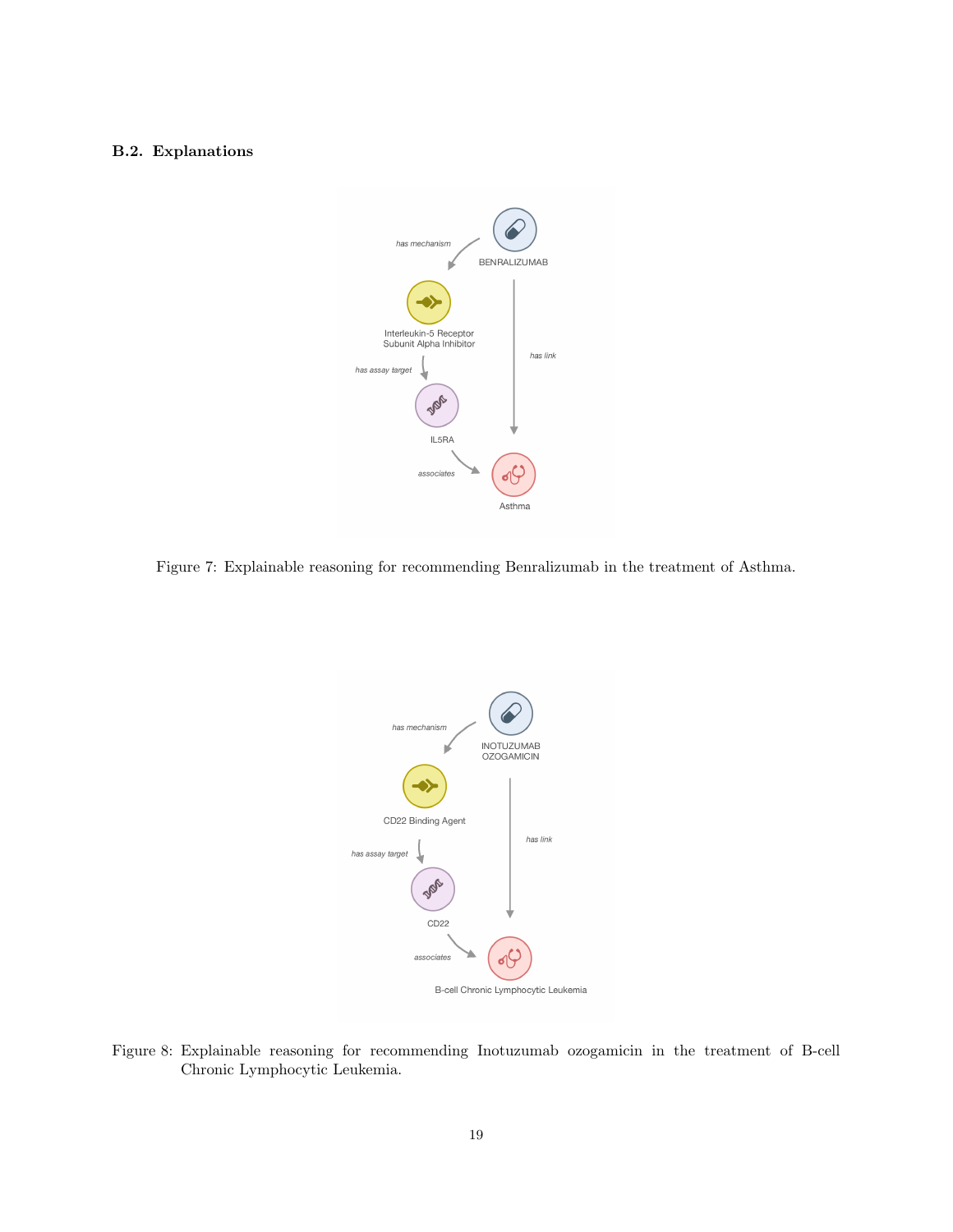### B.2. Explanations

Figure 7: Explainable reasoning for recommending Benralizumab in the treatment of Asthma.

Figure 8: Explainable reasoning for recommending Inotuzumab ozogamicin in the treatment of B-cell Chronic Lymphocytic Leukemia.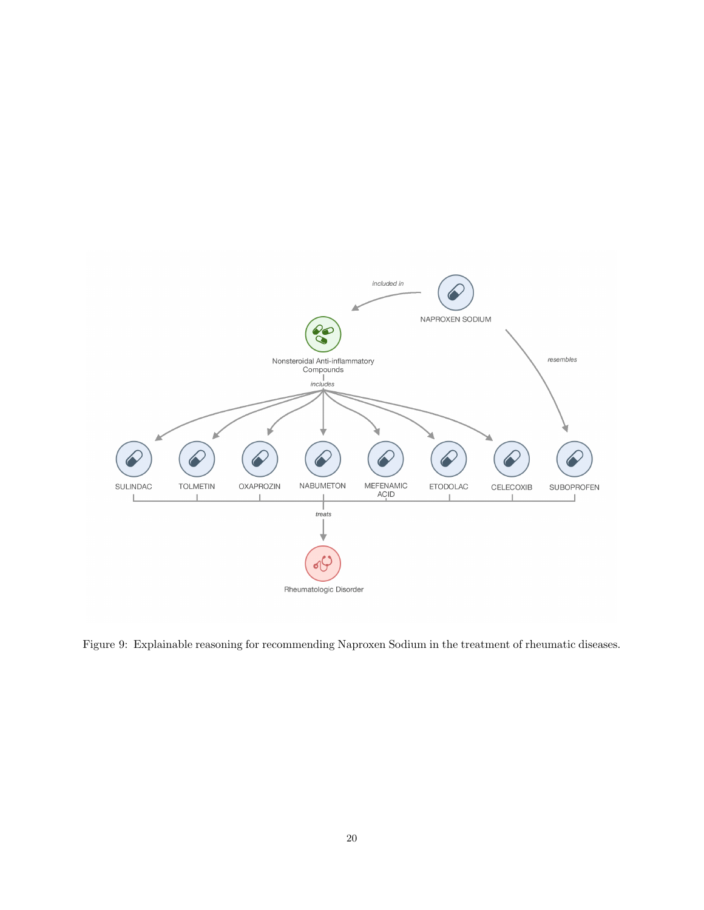Figure 9: Explainable reasoning for recommending Naproxen Sodium in the treatment of rheumatic diseases.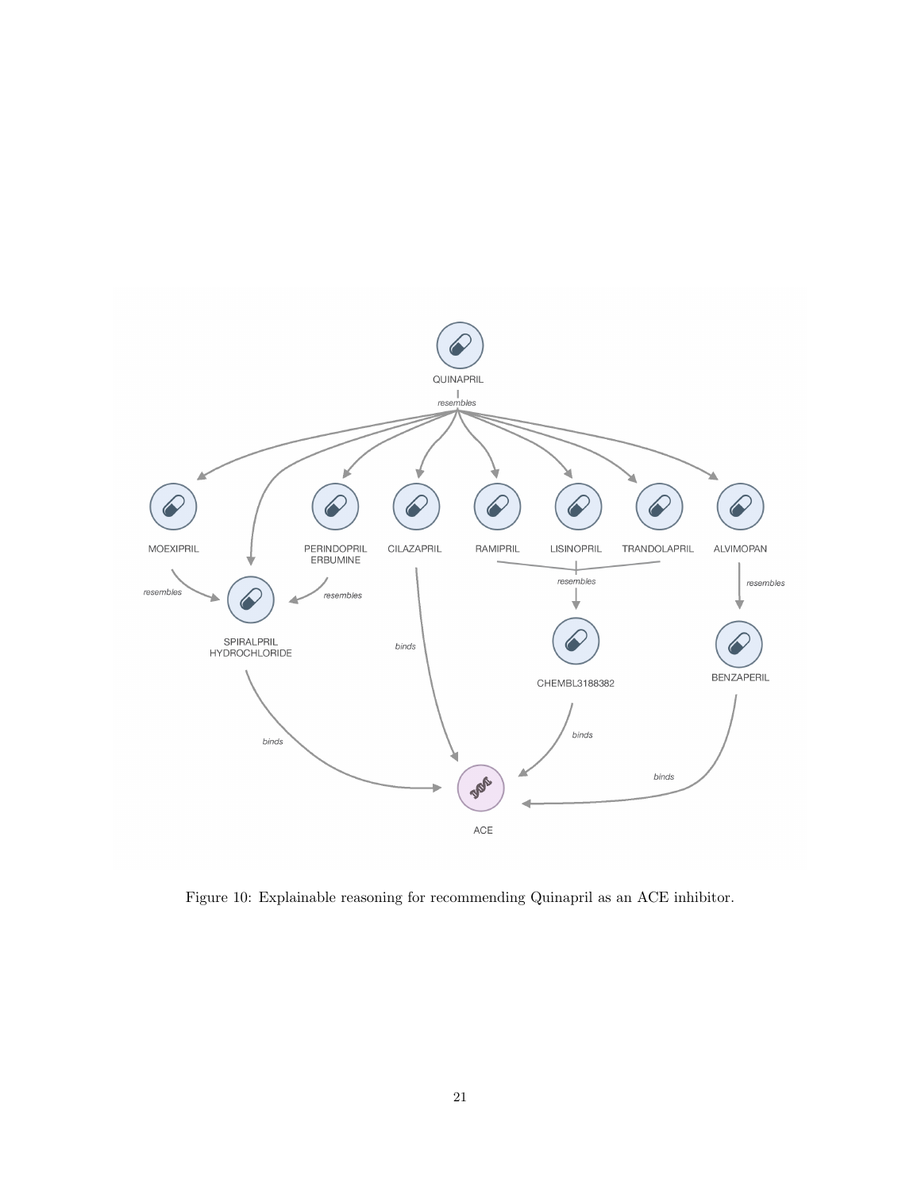Figure 10: Explainable reasoning for recommending Quinapril as an ACE inhibitor.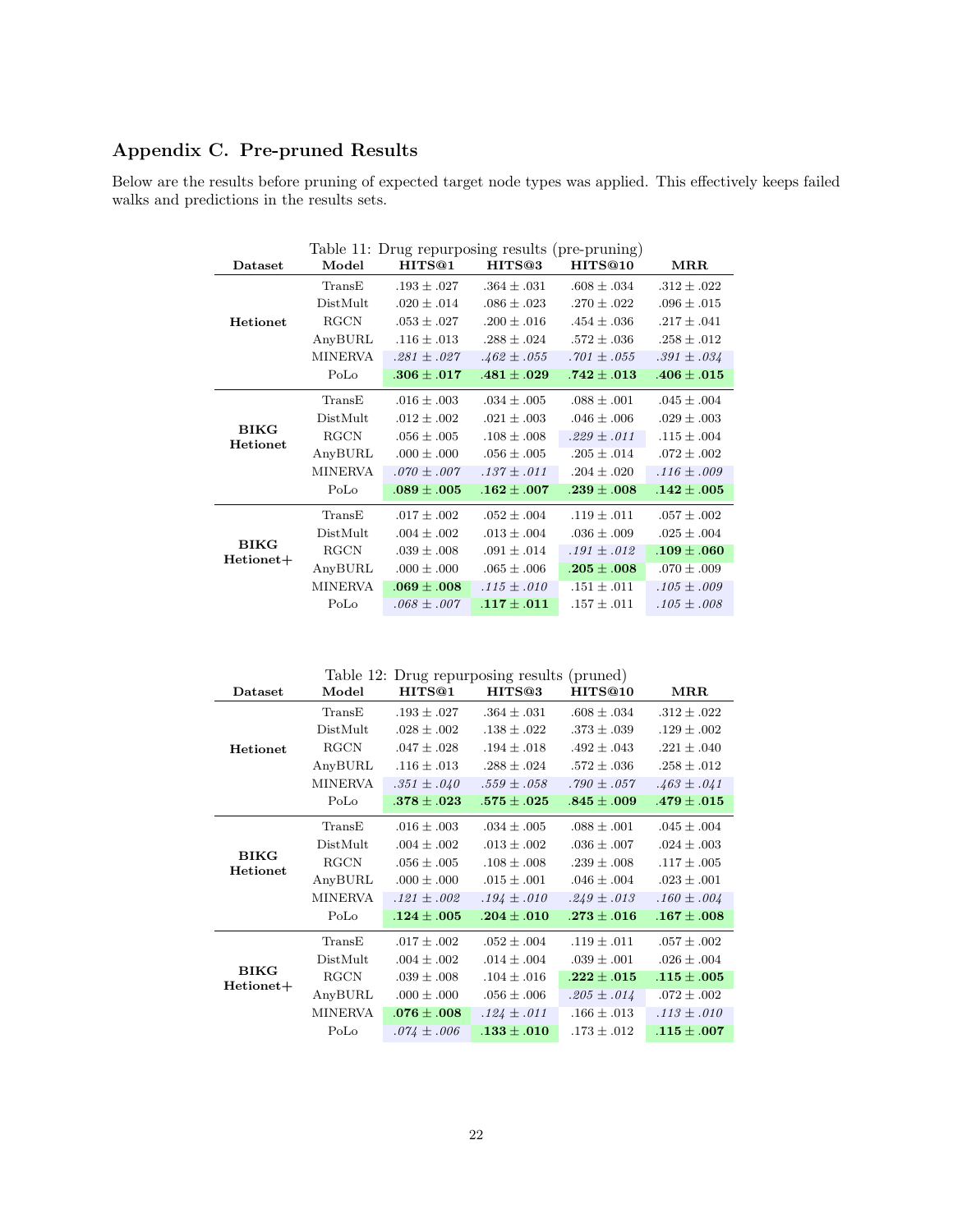## Appendix C. Pre-pruned Results

Below are the results before pruning of expected target node types was applied. This effectively keeps failed walks and predictions in the results sets.

Table 11: Drug repurposing results (pre-pruning)

| Dataset | Model | HITS@1 | HITS@3 | HITS@10 | MRR |
|---|---|---|---|---|---|
| **Hetionet** | TransE | .193 ± .027 | .364 ± .031 | .608 ± .034 | .312 ± .022 |
| | DistMult | .020 ± .014 | .086 ± .023 | .270 ± .022 | .096 ± .015 |
| | RGCN | .053 ± .027 | .200 ± .016 | .454 ± .036 | .217 ± .041 |
| | AnyBURL | .116 ± .013 | .288 ± .024 | .572 ± .036 | .258 ± .012 |
| | MINERVA | *.281 ± .027* | *.462 ± .055* | *.701 ± .055* | *.391 ± .034* |
| | PoLo | **.306 ± .017** | **.481 ± .029** | **.742 ± .013** | **.406 ± .015** |
| **BIKG Hetionet** | TransE | .016 ± .003 | .034 ± .005 | .088 ± .001 | .045 ± .004 |
| | DistMult | .012 ± .002 | .021 ± .003 | .046 ± .006 | .029 ± .003 |
| | RGCN | .056 ± .005 | .108 ± .008 | *.229 ± .011* | .115 ± .004 |
| | AnyBURL | .000 ± .000 | .056 ± .005 | .205 ± .014 | .072 ± .002 |
| | MINERVA | *.070 ± .007* | *.137 ± .011* | .204 ± .020 | *.116 ± .009* |
| | PoLo | **.089 ± .005** | **.162 ± .007** | **.239 ± .008** | **.142 ± .005** |
| **BIKG Hetionet+** | TransE | .017 ± .002 | .052 ± .004 | .119 ± .011 | .057 ± .002 |
| | DistMult | .004 ± .002 | .013 ± .004 | .036 ± .009 | .025 ± .004 |
| | RGCN | .039 ± .008 | .091 ± .014 | *.191 ± .012* | **.109 ± .060** |
| | AnyBURL | .000 ± .000 | .065 ± .006 | **.205 ± .008** | .070 ± .009 |
| | MINERVA | **.069 ± .008** | *.115 ± .010* | .151 ± .011 | *.105 ± .009* |
| | PoLo | *.068 ± .007* | **.117 ± .011** | .157 ± .011 | *.105 ± .008* |

Table 12: Drug repurposing results (pruned)

| Dataset | Model | HITS@1 | HITS@3 | HITS@10 | MRR |
|---|---|---|---|---|---|
| **Hetionet** | TransE | .193 ± .027 | .364 ± .031 | .608 ± .034 | .312 ± .022 |
| | DistMult | .028 ± .002 | .138 ± .022 | .373 ± .039 | .129 ± .002 |
| | RGCN | .047 ± .028 | .194 ± .018 | .492 ± .043 | .221 ± .040 |
| | AnyBURL | .116 ± .013 | .288 ± .024 | .572 ± .036 | .258 ± .012 |
| | MINERVA | *.351 ± .040* | *.559 ± .058* | *.790 ± .057* | *.463 ± .041* |
| | PoLo | **.378 ± .023** | **.575 ± .025** | **.845 ± .009** | **.479 ± .015** |
| **BIKG Hetionet** | TransE | .016 ± .003 | .034 ± .005 | .088 ± .001 | .045 ± .004 |
| | DistMult | .004 ± .002 | .013 ± .002 | .036 ± .007 | .024 ± .003 |
| | RGCN | .056 ± .005 | .108 ± .008 | .239 ± .008 | .117 ± .005 |
| | AnyBURL | .000 ± .000 | .015 ± .001 | .046 ± .004 | .023 ± .001 |
| | MINERVA | *.121 ± .002* | *.194 ± .010* | *.249 ± .013* | *.160 ± .004* |
| | PoLo | **.124 ± .005** | **.204 ± .010** | **.273 ± .016** | **.167 ± .008** |
| **BIKG Hetionet+** | TransE | .017 ± .002 | .052 ± .004 | .119 ± .011 | .057 ± .002 |
| | DistMult | .004 ± .002 | .014 ± .004 | .039 ± .001 | .026 ± .004 |
| | RGCN | .039 ± .008 | .104 ± .016 | **.222 ± .015** | **.115 ± .005** |
| | AnyBURL | .000 ± .000 | .056 ± .006 | *.205 ± .014* | .072 ± .002 |
| | MINERVA | **.076 ± .008** | *.124 ± .011* | .166 ± .013 | *.113 ± .010* |
| | PoLo | *.074 ± .006* | **.133 ± .010** | .173 ± .012 | **.115 ± .007** |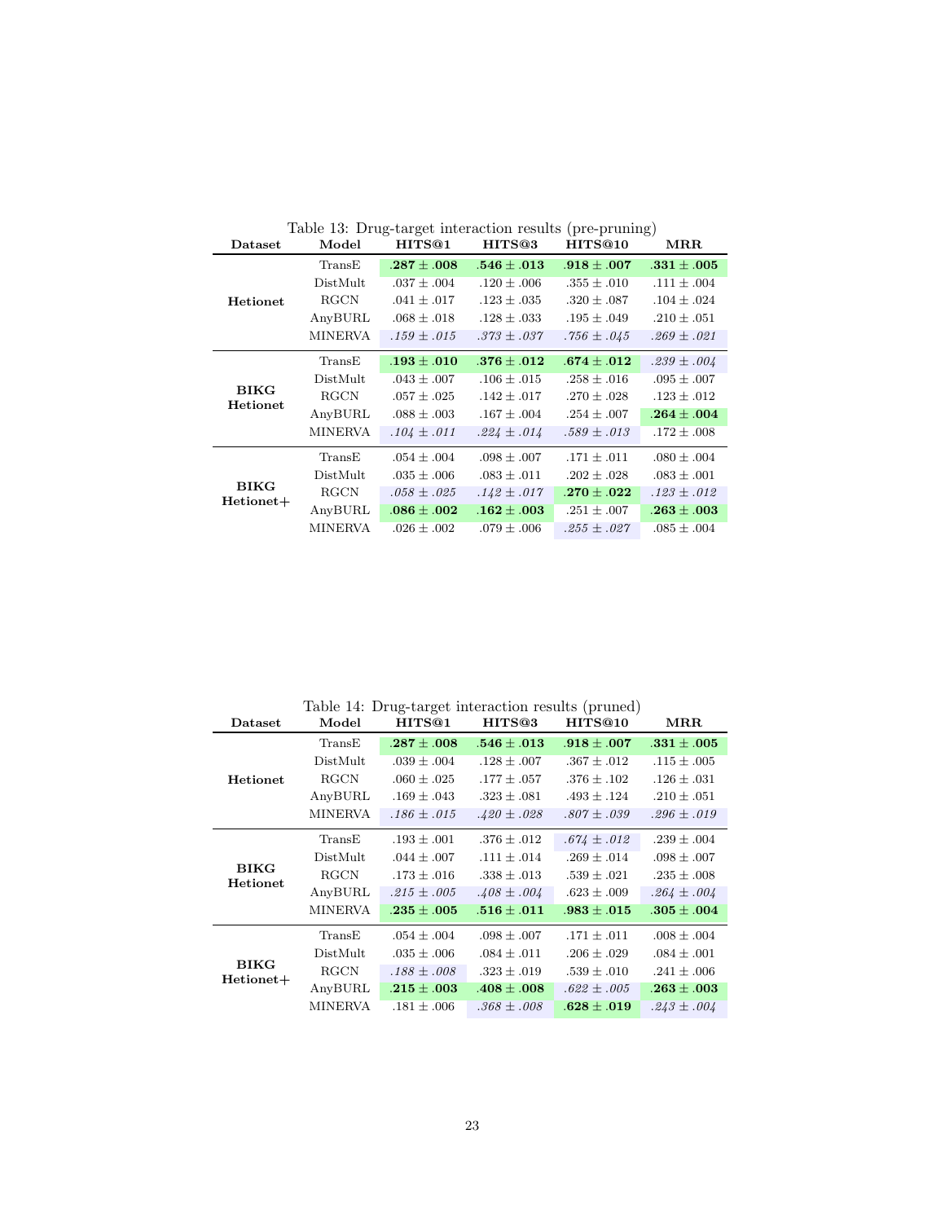Table 13: Drug-target interaction results (pre-pruning)

| Dataset | Model | HITS@1 | HITS@3 | HITS@10 | MRR |
|---|---|---|---|---|---|
| **Hetionet** | TransE | **.287 ± .008** | **.546 ± .013** | **.918 ± .007** | **.331 ± .005** |
| | DistMult | .037 ± .004 | .120 ± .006 | .355 ± .010 | .111 ± .004 |
| | RGCN | .041 ± .017 | .123 ± .035 | .320 ± .087 | .104 ± .024 |
| | AnyBURL | .068 ± .018 | .128 ± .033 | .195 ± .049 | .210 ± .051 |
| | MINERVA | *.159 ± .015* | *.373 ± .037* | *.756 ± .045* | *.269 ± .021* |
| **BIKG Hetionet** | TransE | **.193 ± .010** | **.376 ± .012** | **.674 ± .012** | *.239 ± .004* |
| | DistMult | .043 ± .007 | .106 ± .015 | .258 ± .016 | .095 ± .007 |
| | RGCN | .057 ± .025 | .142 ± .017 | .270 ± .028 | .123 ± .012 |
| | AnyBURL | .088 ± .003 | .167 ± .004 | .254 ± .007 | **.264 ± .004** |
| | MINERVA | *.104 ± .011* | *.224 ± .014* | *.589 ± .013* | .172 ± .008 |
| **BIKG Hetionet+** | TransE | .054 ± .004 | .098 ± .007 | .171 ± .011 | .080 ± .004 |
| | DistMult | .035 ± .006 | .083 ± .011 | .202 ± .028 | .083 ± .001 |
| | RGCN | *.058 ± .025* | *.142 ± .017* | **.270 ± .022** | *.123 ± .012* |
| | AnyBURL | **.086 ± .002** | **.162 ± .003** | .251 ± .007 | **.263 ± .003** |
| | MINERVA | .026 ± .002 | .079 ± .006 | *.255 ± .027* | .085 ± .004 |

Table 14: Drug-target interaction results (pruned)

| Dataset | Model | HITS@1 | HITS@3 | HITS@10 | MRR |
|---|---|---|---|---|---|
| **Hetionet** | TransE | **.287 ± .008** | **.546 ± .013** | **.918 ± .007** | **.331 ± .005** |
| | DistMult | .039 ± .004 | .128 ± .007 | .367 ± .012 | .115 ± .005 |
| | RGCN | .060 ± .025 | .177 ± .057 | .376 ± .102 | .126 ± .031 |
| | AnyBURL | .169 ± .043 | .323 ± .081 | .493 ± .124 | .210 ± .051 |
| | MINERVA | *.186 ± .015* | *.420 ± .028* | *.807 ± .039* | *.296 ± .019* |
| **BIKG Hetionet** | TransE | .193 ± .001 | .376 ± .012 | *.674 ± .012* | .239 ± .004 |
| | DistMult | .044 ± .007 | .111 ± .014 | .269 ± .014 | .098 ± .007 |
| | RGCN | .173 ± .016 | .338 ± .013 | .539 ± .021 | .235 ± .008 |
| | AnyBURL | *.215 ± .005* | *.408 ± .004* | .623 ± .009 | *.264 ± .004* |
| | MINERVA | **.235 ± .005** | **.516 ± .011** | **.983 ± .015** | **.305 ± .004** |
| **BIKG Hetionet+** | TransE | .054 ± .004 | .098 ± .007 | .171 ± .011 | .008 ± .004 |
| | DistMult | .035 ± .006 | .084 ± .011 | .206 ± .029 | .084 ± .001 |
| | RGCN | *.188 ± .008* | .323 ± .019 | .539 ± .010 | .241 ± .006 |
| | AnyBURL | **.215 ± .003** | **.408 ± .008** | *.622 ± .005* | **.263 ± .003** |
| | MINERVA | .181 ± .006 | *.368 ± .008* | **.628 ± .019** | *.243 ± .004* |